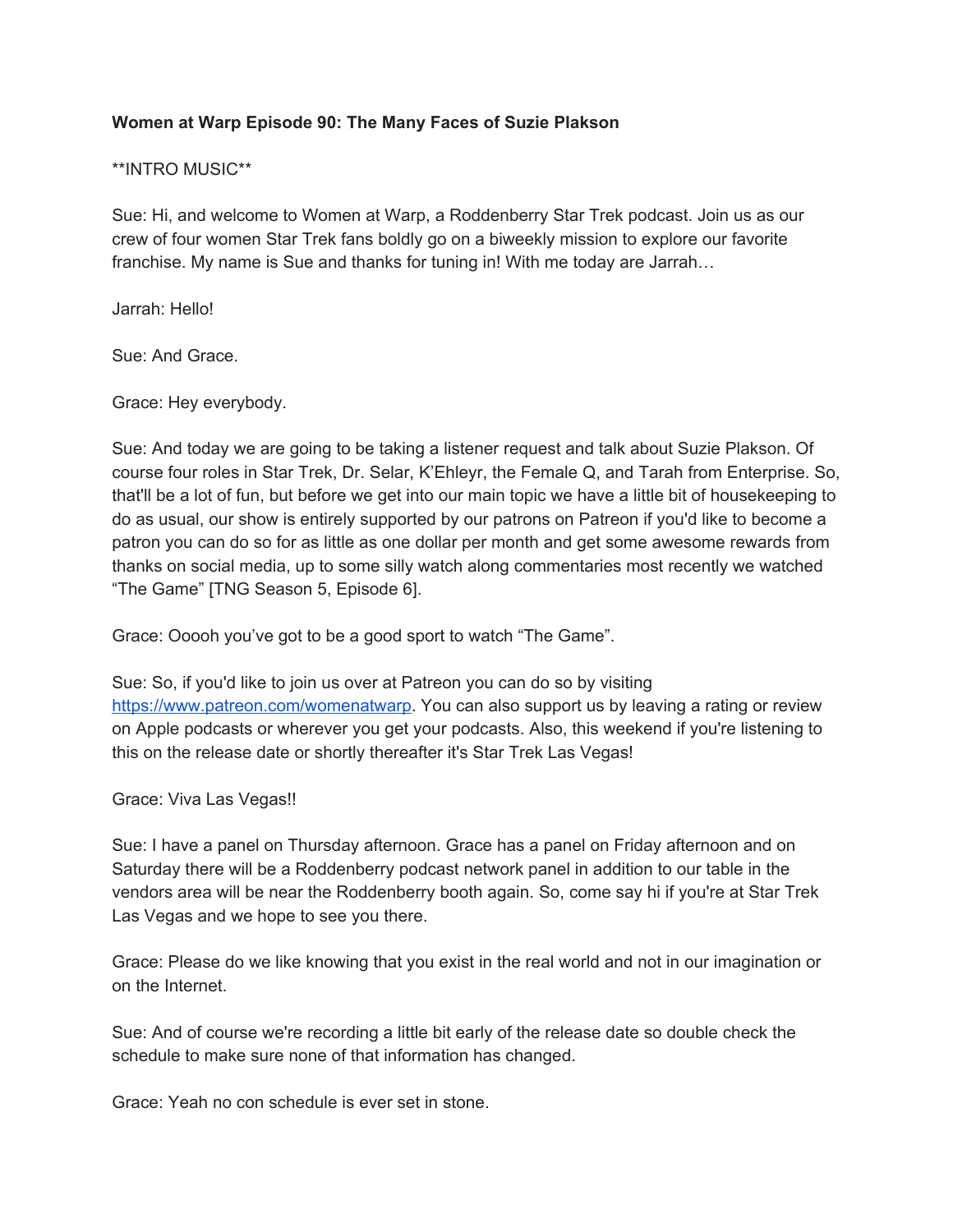**Women at Warp Episode 90: The Many Faces of Suzie Plakson**

**INTRO MUSIC**

Sue: Hi, and welcome to Women at Warp, a Roddenberry Star Trek podcast. Join us as our crew of four women Star Trek fans boldly go on a biweekly mission to explore our favorite franchise. My name is Sue and thanks for tuning in! With me today are Jarrah…

Jarrah: Hello!

Sue: And Grace.

Grace: Hey everybody.

Sue: And today we are going to be taking a listener request and talk about Suzie Plakson. Of course four roles in Star Trek, Dr. Selar, K'Ehleyr, the Female Q, and Tarah from Enterprise. So, that'll be a lot of fun, but before we get into our main topic we have a little bit of housekeeping to do as usual, our show is entirely supported by our patrons on Patreon if you'd like to become a patron you can do so for as little as one dollar per month and get some awesome rewards from thanks on social media, up to some silly watch along commentaries most recently we watched "The Game" [TNG Season 5, Episode 6].

Grace: Ooooh you've got to be a good sport to watch "The Game".

Sue: So, if you'd like to join us over at Patreon you can do so by visiting https://www.patreon.com/womenatwarp. You can also support us by leaving a rating or review on Apple podcasts or wherever you get your podcasts. Also, this weekend if you're listening to this on the release date or shortly thereafter it's Star Trek Las Vegas!

Grace: Viva Las Vegas!!

Sue: I have a panel on Thursday afternoon. Grace has a panel on Friday afternoon and on Saturday there will be a Roddenberry podcast network panel in addition to our table in the vendors area will be near the Roddenberry booth again. So, come say hi if you're at Star Trek Las Vegas and we hope to see you there.

Grace: Please do we like knowing that you exist in the real world and not in our imagination or on the Internet.

Sue: And of course we're recording a little bit early of the release date so double check the schedule to make sure none of that information has changed.

Grace: Yeah no con schedule is ever set in stone.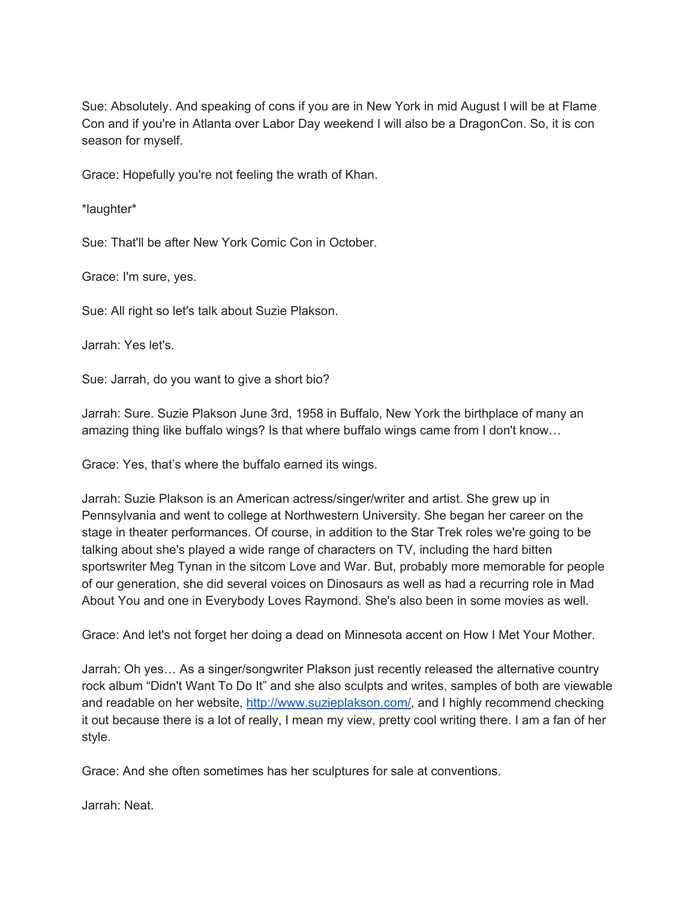Sue: Absolutely. And speaking of cons if you are in New York in mid August I will be at Flame Con and if you're in Atlanta over Labor Day weekend I will also be a DragonCon. So, it is con season for myself.

Grace: Hopefully you're not feeling the wrath of Khan.

*laughter*

Sue: That'll be after New York Comic Con in October.

Grace: I'm sure, yes.

Sue: All right so let's talk about Suzie Plakson.

Jarrah: Yes let's.

Sue: Jarrah, do you want to give a short bio?

Jarrah: Sure. Suzie Plakson June 3rd, 1958 in Buffalo, New York the birthplace of many an amazing thing like buffalo wings? Is that where buffalo wings came from I don't know…

Grace: Yes, that's where the buffalo earned its wings.

Jarrah: Suzie Plakson is an American actress/singer/writer and artist. She grew up in Pennsylvania and went to college at Northwestern University. She began her career on the stage in theater performances. Of course, in addition to the Star Trek roles we're going to be talking about she's played a wide range of characters on TV, including the hard bitten sportswriter Meg Tynan in the sitcom Love and War. But, probably more memorable for people of our generation, she did several voices on Dinosaurs as well as had a recurring role in Mad About You and one in Everybody Loves Raymond. She's also been in some movies as well.

Grace: And let's not forget her doing a dead on Minnesota accent on How I Met Your Mother.

Jarrah: Oh yes… As a singer/songwriter Plakson just recently released the alternative country rock album "Didn't Want To Do It" and she also sculpts and writes, samples of both are viewable and readable on her website, [http://www.suzieplakson.com/](http://www.suzieplakson.com/), and I highly recommend checking it out because there is a lot of really, I mean my view, pretty cool writing there. I am a fan of her style.

Grace: And she often sometimes has her sculptures for sale at conventions.

Jarrah: Neat.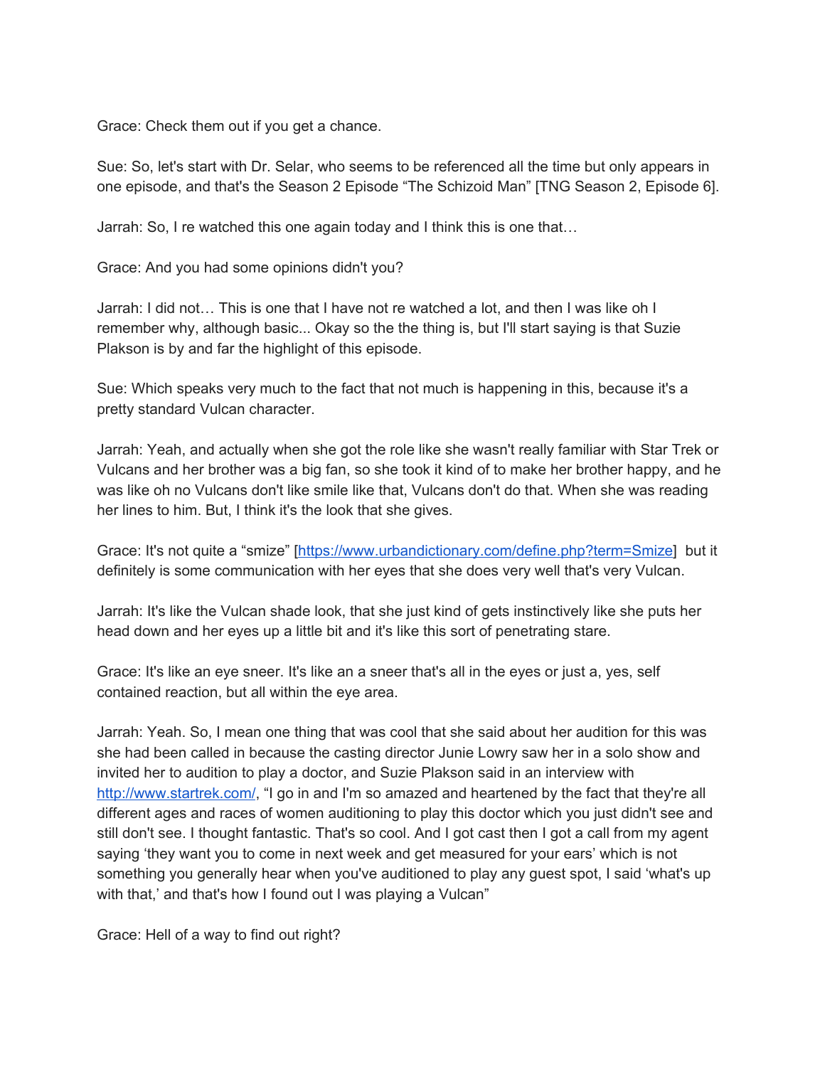Grace: Check them out if you get a chance.

Sue: So, let's start with Dr. Selar, who seems to be referenced all the time but only appears in one episode, and that's the Season 2 Episode "The Schizoid Man" [TNG Season 2, Episode 6].

Jarrah: So, I re watched this one again today and I think this is one that…

Grace: And you had some opinions didn't you?

Jarrah: I did not… This is one that I have not re watched a lot, and then I was like oh I remember why, although basic... Okay so the the thing is, but I'll start saying is that Suzie Plakson is by and far the highlight of this episode.

Sue: Which speaks very much to the fact that not much is happening in this, because it's a pretty standard Vulcan character.

Jarrah: Yeah, and actually when she got the role like she wasn't really familiar with Star Trek or Vulcans and her brother was a big fan, so she took it kind of to make her brother happy, and he was like oh no Vulcans don't like smile like that, Vulcans don't do that. When she was reading her lines to him. But, I think it's the look that she gives.

Grace: It's not quite a "smize" [https://www.urbandictionary.com/define.php?term=Smize] but it definitely is some communication with her eyes that she does very well that's very Vulcan.

Jarrah: It's like the Vulcan shade look, that she just kind of gets instinctively like she puts her head down and her eyes up a little bit and it's like this sort of penetrating stare.

Grace: It's like an eye sneer. It's like an a sneer that's all in the eyes or just a, yes, self contained reaction, but all within the eye area.

Jarrah: Yeah. So, I mean one thing that was cool that she said about her audition for this was she had been called in because the casting director Junie Lowry saw her in a solo show and invited her to audition to play a doctor, and Suzie Plakson said in an interview with http://www.startrek.com/, "I go in and I'm so amazed and heartened by the fact that they're all different ages and races of women auditioning to play this doctor which you just didn't see and still don't see. I thought fantastic. That's so cool. And I got cast then I got a call from my agent saying 'they want you to come in next week and get measured for your ears' which is not something you generally hear when you've auditioned to play any guest spot, I said 'what's up with that,' and that's how I found out I was playing a Vulcan"

Grace: Hell of a way to find out right?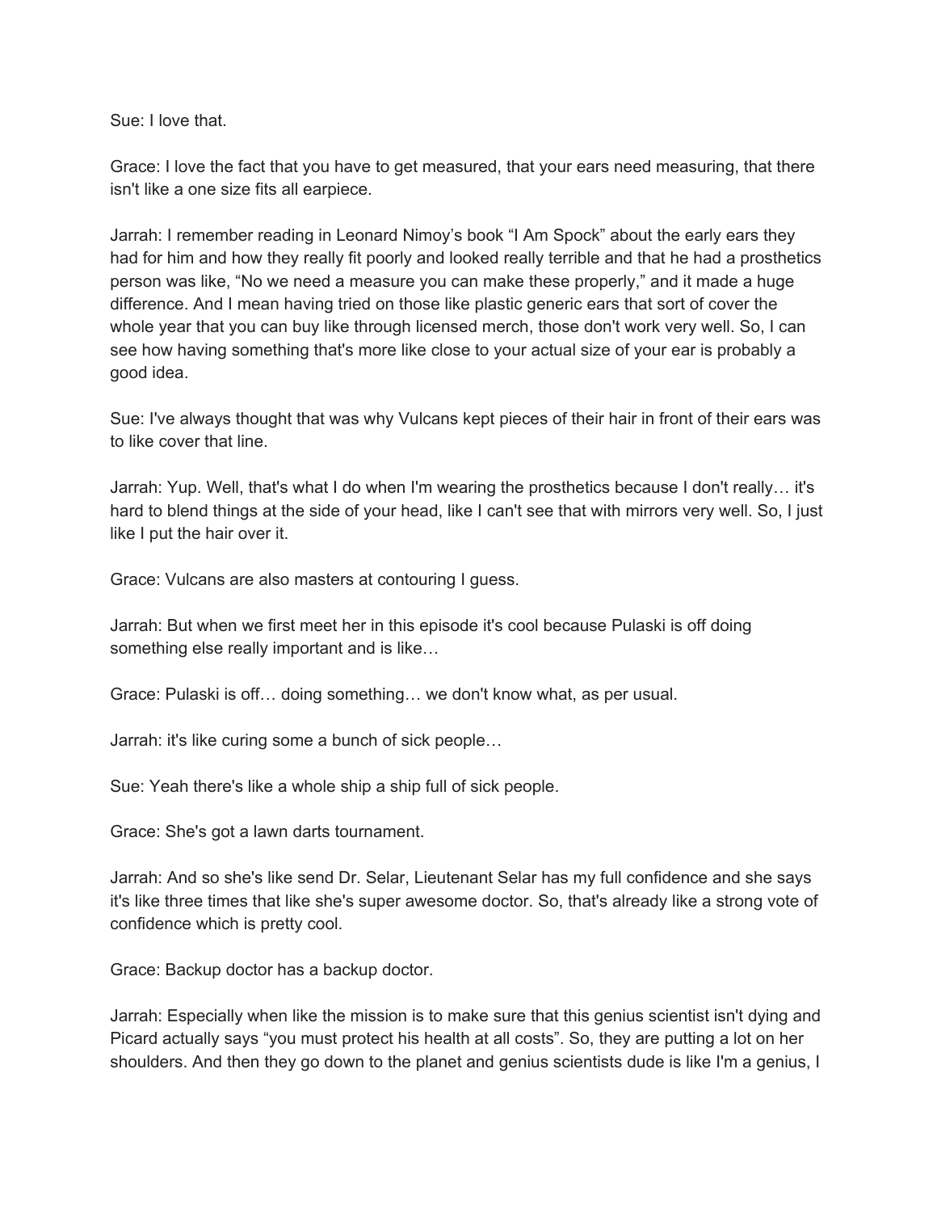Sue: I love that.

Grace: I love the fact that you have to get measured, that your ears need measuring, that there isn't like a one size fits all earpiece.

Jarrah: I remember reading in Leonard Nimoy's book "I Am Spock" about the early ears they had for him and how they really fit poorly and looked really terrible and that he had a prosthetics person was like, "No we need a measure you can make these properly," and it made a huge difference. And I mean having tried on those like plastic generic ears that sort of cover the whole year that you can buy like through licensed merch, those don't work very well. So, I can see how having something that's more like close to your actual size of your ear is probably a good idea.

Sue: I've always thought that was why Vulcans kept pieces of their hair in front of their ears was to like cover that line.

Jarrah: Yup. Well, that's what I do when I'm wearing the prosthetics because I don't really… it's hard to blend things at the side of your head, like I can't see that with mirrors very well. So, I just like I put the hair over it.

Grace: Vulcans are also masters at contouring I guess.

Jarrah: But when we first meet her in this episode it's cool because Pulaski is off doing something else really important and is like…

Grace: Pulaski is off… doing something… we don't know what, as per usual.

Jarrah: it's like curing some a bunch of sick people…

Sue: Yeah there's like a whole ship a ship full of sick people.

Grace: She's got a lawn darts tournament.

Jarrah: And so she's like send Dr. Selar, Lieutenant Selar has my full confidence and she says it's like three times that like she's super awesome doctor. So, that's already like a strong vote of confidence which is pretty cool.

Grace: Backup doctor has a backup doctor.

Jarrah: Especially when like the mission is to make sure that this genius scientist isn't dying and Picard actually says "you must protect his health at all costs". So, they are putting a lot on her shoulders. And then they go down to the planet and genius scientists dude is like I'm a genius, I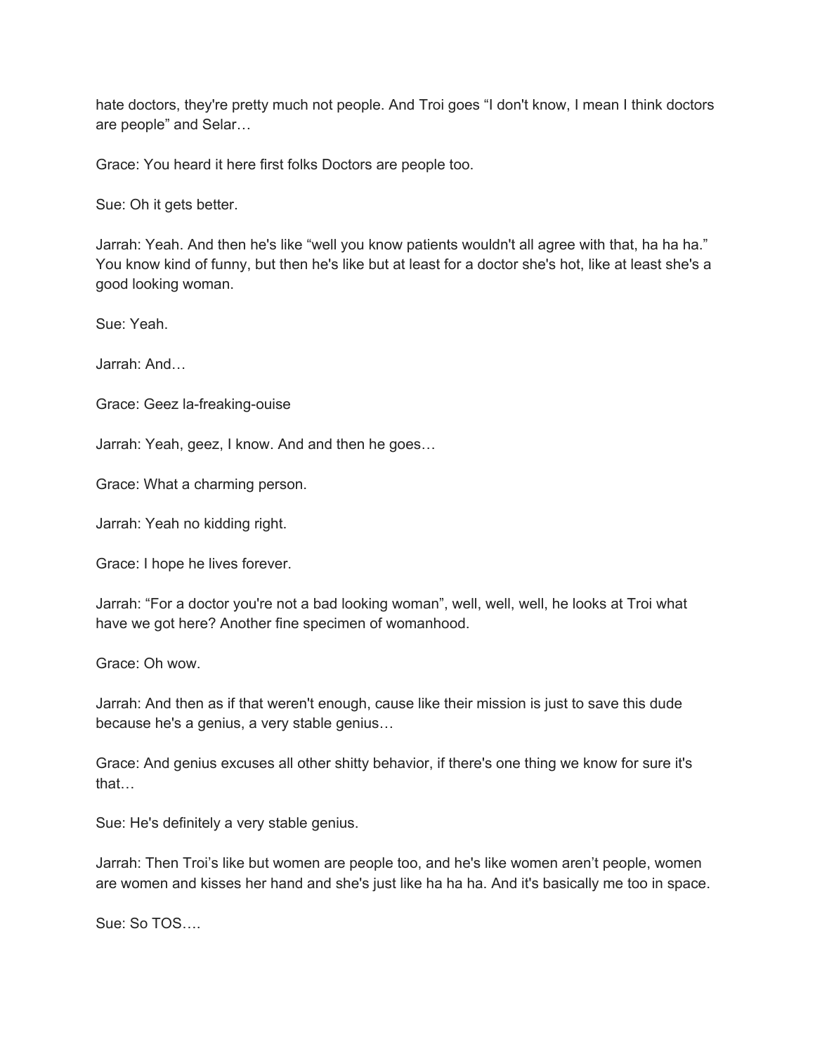hate doctors, they're pretty much not people. And Troi goes “I don't know, I mean I think doctors are people” and Selar…

Grace: You heard it here first folks Doctors are people too.

Sue: Oh it gets better.

Jarrah: Yeah. And then he's like “well you know patients wouldn't all agree with that, ha ha ha.” You know kind of funny, but then he's like but at least for a doctor she's hot, like at least she's a good looking woman.

Sue: Yeah.

Jarrah: And…

Grace: Geez la-freaking-ouise

Jarrah: Yeah, geez, I know. And and then he goes…

Grace: What a charming person.

Jarrah: Yeah no kidding right.

Grace: I hope he lives forever.

Jarrah: “For a doctor you're not a bad looking woman”, well, well, well, he looks at Troi what have we got here? Another fine specimen of womanhood.

Grace: Oh wow.

Jarrah: And then as if that weren't enough, cause like their mission is just to save this dude because he's a genius, a very stable genius…

Grace: And genius excuses all other shitty behavior, if there's one thing we know for sure it's that…

Sue: He's definitely a very stable genius.

Jarrah: Then Troi’s like but women are people too, and he's like women aren’t people, women are women and kisses her hand and she's just like ha ha ha. And it's basically me too in space.

Sue: So TOS….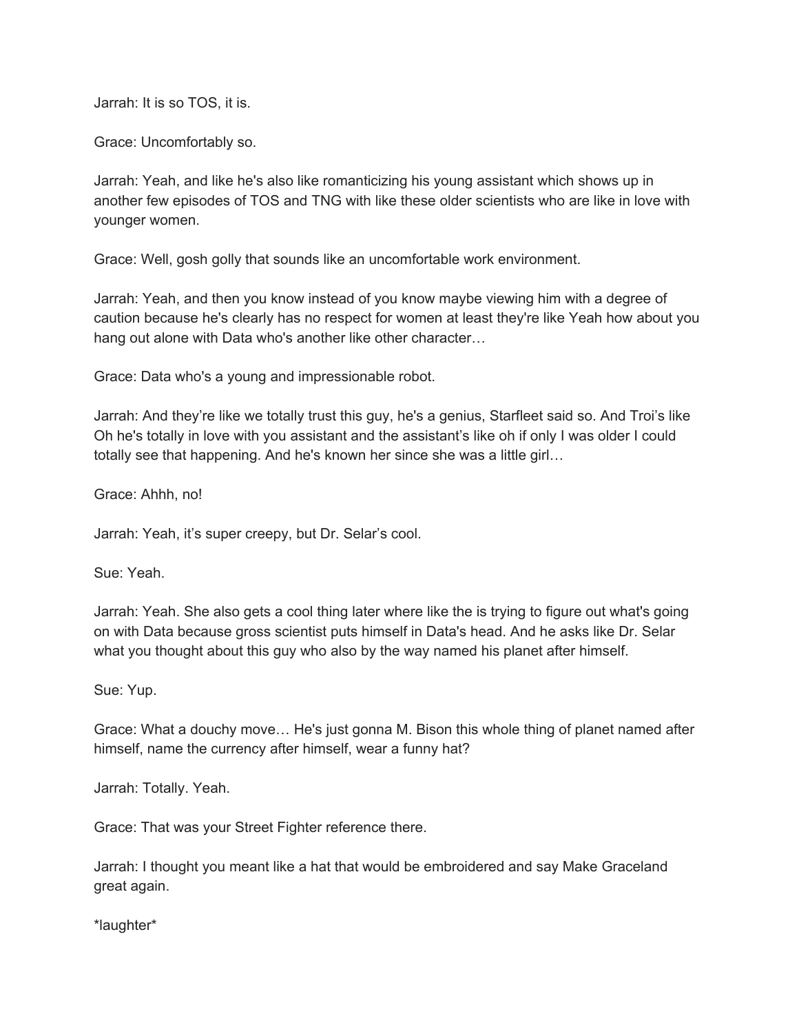Jarrah: It is so TOS, it is.

Grace: Uncomfortably so.

Jarrah: Yeah, and like he's also like romanticizing his young assistant which shows up in another few episodes of TOS and TNG with like these older scientists who are like in love with younger women.

Grace: Well, gosh golly that sounds like an uncomfortable work environment.

Jarrah: Yeah, and then you know instead of you know maybe viewing him with a degree of caution because he's clearly has no respect for women at least they're like Yeah how about you hang out alone with Data who's another like other character…

Grace: Data who's a young and impressionable robot.

Jarrah: And they're like we totally trust this guy, he's a genius, Starfleet said so. And Troi's like Oh he's totally in love with you assistant and the assistant's like oh if only I was older I could totally see that happening. And he's known her since she was a little girl…

Grace: Ahhh, no!

Jarrah: Yeah, it's super creepy, but Dr. Selar's cool.

Sue: Yeah.

Jarrah: Yeah. She also gets a cool thing later where like the is trying to figure out what's going on with Data because gross scientist puts himself in Data's head. And he asks like Dr. Selar what you thought about this guy who also by the way named his planet after himself.

Sue: Yup.

Grace: What a douchy move… He's just gonna M. Bison this whole thing of planet named after himself, name the currency after himself, wear a funny hat?

Jarrah: Totally. Yeah.

Grace: That was your Street Fighter reference there.

Jarrah: I thought you meant like a hat that would be embroidered and say Make Graceland great again.

*laughter*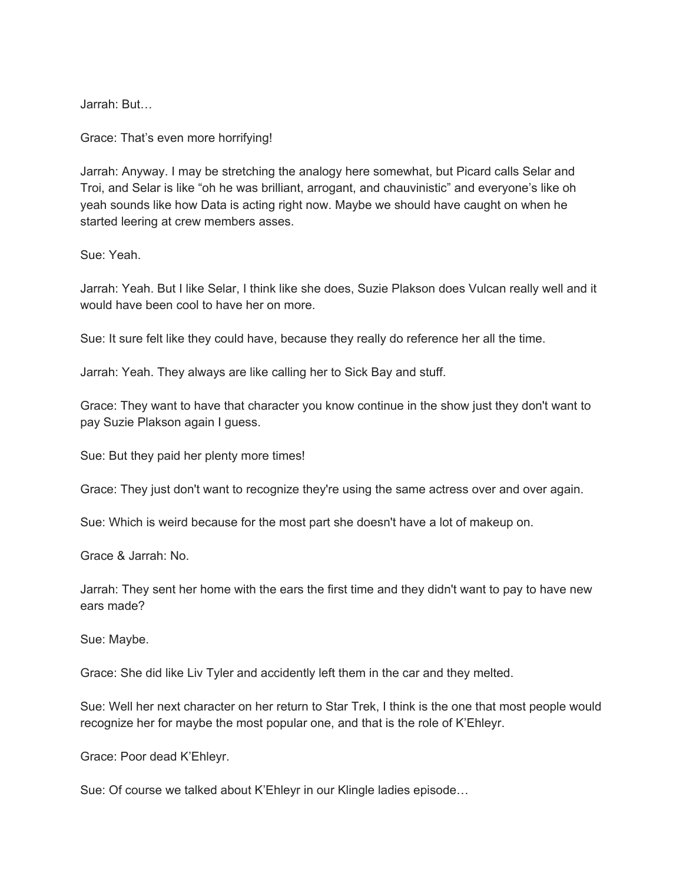Jarrah: But…

Grace: That's even more horrifying!

Jarrah: Anyway. I may be stretching the analogy here somewhat, but Picard calls Selar and Troi, and Selar is like "oh he was brilliant, arrogant, and chauvinistic" and everyone's like oh yeah sounds like how Data is acting right now. Maybe we should have caught on when he started leering at crew members asses.

Sue: Yeah.

Jarrah: Yeah. But I like Selar, I think like she does, Suzie Plakson does Vulcan really well and it would have been cool to have her on more.

Sue: It sure felt like they could have, because they really do reference her all the time.

Jarrah: Yeah. They always are like calling her to Sick Bay and stuff.

Grace: They want to have that character you know continue in the show just they don't want to pay Suzie Plakson again I guess.

Sue: But they paid her plenty more times!

Grace: They just don't want to recognize they're using the same actress over and over again.

Sue: Which is weird because for the most part she doesn't have a lot of makeup on.

Grace & Jarrah: No.

Jarrah: They sent her home with the ears the first time and they didn't want to pay to have new ears made?

Sue: Maybe.

Grace: She did like Liv Tyler and accidently left them in the car and they melted.

Sue: Well her next character on her return to Star Trek, I think is the one that most people would recognize her for maybe the most popular one, and that is the role of K'Ehleyr.

Grace: Poor dead K'Ehleyr.

Sue: Of course we talked about K'Ehleyr in our Klingle ladies episode…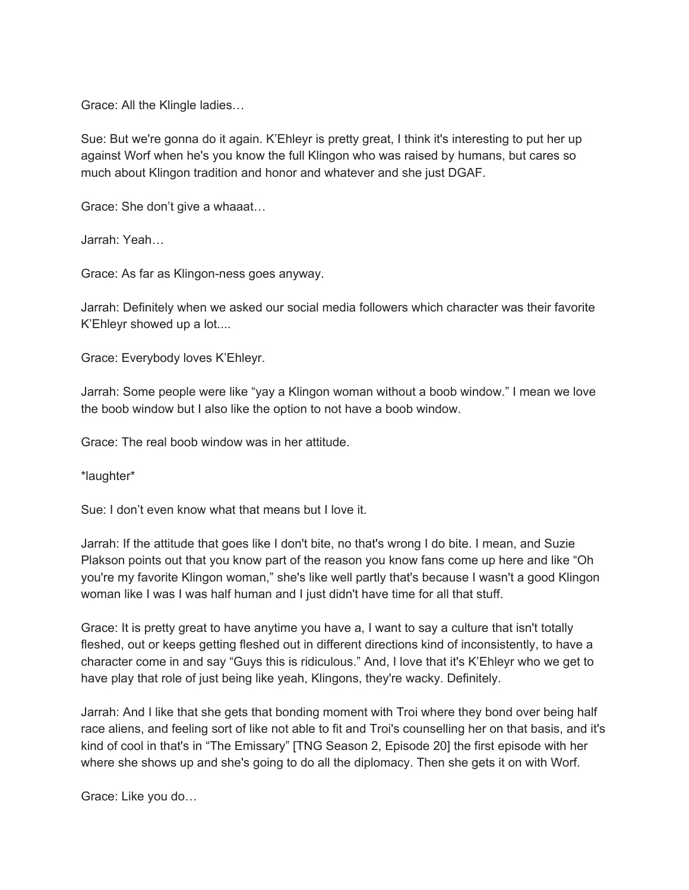Grace: All the Klingle ladies…

Sue: But we're gonna do it again. K'Ehleyr is pretty great, I think it's interesting to put her up against Worf when he's you know the full Klingon who was raised by humans, but cares so much about Klingon tradition and honor and whatever and she just DGAF.

Grace: She don't give a whaaat…

Jarrah: Yeah…

Grace: As far as Klingon-ness goes anyway.

Jarrah: Definitely when we asked our social media followers which character was their favorite K'Ehleyr showed up a lot....

Grace: Everybody loves K'Ehleyr.

Jarrah: Some people were like "yay a Klingon woman without a boob window." I mean we love the boob window but I also like the option to not have a boob window.

Grace: The real boob window was in her attitude.

*laughter*

Sue: I don't even know what that means but I love it.

Jarrah: If the attitude that goes like I don't bite, no that's wrong I do bite. I mean, and Suzie Plakson points out that you know part of the reason you know fans come up here and like "Oh you're my favorite Klingon woman," she's like well partly that's because I wasn't a good Klingon woman like I was I was half human and I just didn't have time for all that stuff.

Grace: It is pretty great to have anytime you have a, I want to say a culture that isn't totally fleshed, out or keeps getting fleshed out in different directions kind of inconsistently, to have a character come in and say "Guys this is ridiculous." And, I love that it's K'Ehleyr who we get to have play that role of just being like yeah, Klingons, they're wacky. Definitely.

Jarrah: And I like that she gets that bonding moment with Troi where they bond over being half race aliens, and feeling sort of like not able to fit and Troi's counselling her on that basis, and it's kind of cool in that's in "The Emissary" [TNG Season 2, Episode 20] the first episode with her where she shows up and she's going to do all the diplomacy. Then she gets it on with Worf.

Grace: Like you do…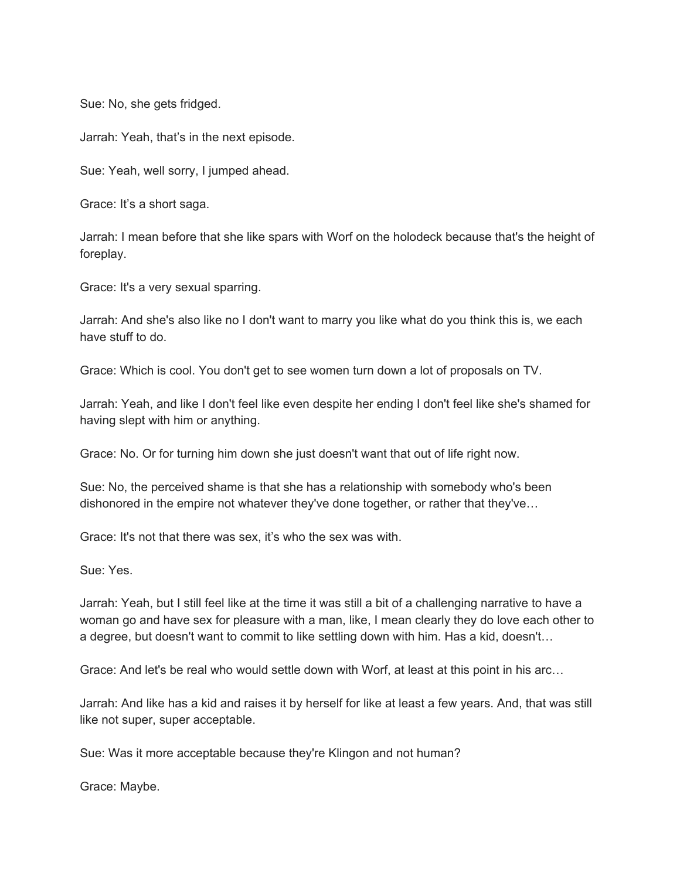Sue: No, she gets fridged.

Jarrah: Yeah, that's in the next episode.

Sue: Yeah, well sorry, I jumped ahead.

Grace: It's a short saga.

Jarrah: I mean before that she like spars with Worf on the holodeck because that's the height of foreplay.

Grace: It's a very sexual sparring.

Jarrah: And she's also like no I don't want to marry you like what do you think this is, we each have stuff to do.

Grace: Which is cool. You don't get to see women turn down a lot of proposals on TV.

Jarrah: Yeah, and like I don't feel like even despite her ending I don't feel like she's shamed for having slept with him or anything.

Grace: No. Or for turning him down she just doesn't want that out of life right now.

Sue: No, the perceived shame is that she has a relationship with somebody who's been dishonored in the empire not whatever they've done together, or rather that they've…

Grace: It's not that there was sex, it's who the sex was with.

Sue: Yes.

Jarrah: Yeah, but I still feel like at the time it was still a bit of a challenging narrative to have a woman go and have sex for pleasure with a man, like, I mean clearly they do love each other to a degree, but doesn't want to commit to like settling down with him. Has a kid, doesn't…

Grace: And let's be real who would settle down with Worf, at least at this point in his arc…

Jarrah: And like has a kid and raises it by herself for like at least a few years. And, that was still like not super, super acceptable.

Sue: Was it more acceptable because they're Klingon and not human?

Grace: Maybe.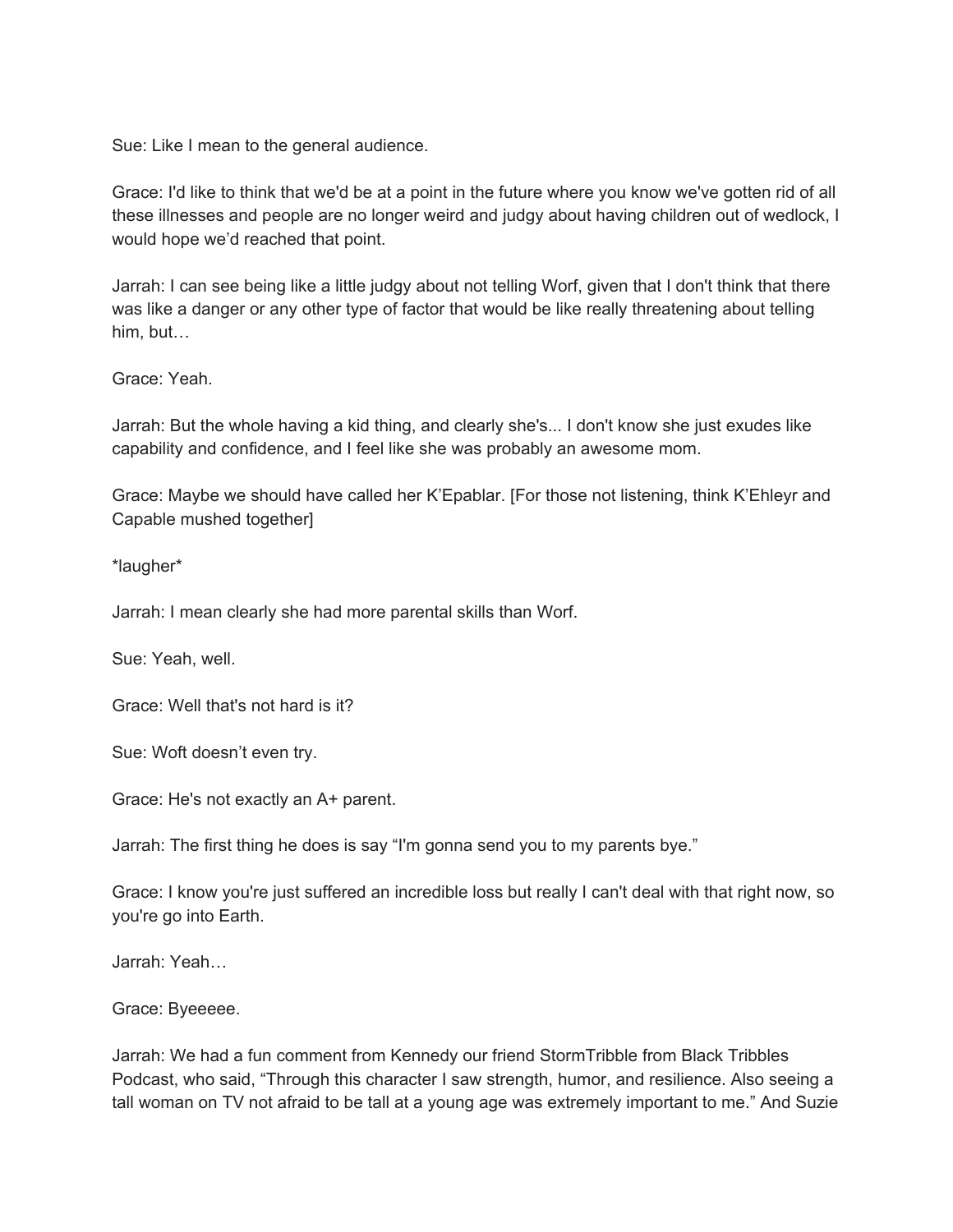Sue: Like I mean to the general audience.

Grace: I'd like to think that we'd be at a point in the future where you know we've gotten rid of all these illnesses and people are no longer weird and judgy about having children out of wedlock, I would hope we'd reached that point.

Jarrah: I can see being like a little judgy about not telling Worf, given that I don't think that there was like a danger or any other type of factor that would be like really threatening about telling him, but…

Grace: Yeah.

Jarrah: But the whole having a kid thing, and clearly she's... I don't know she just exudes like capability and confidence, and I feel like she was probably an awesome mom.

Grace: Maybe we should have called her K'Epablar. [For those not listening, think K'Ehleyr and Capable mushed together]

*laugher*

Jarrah: I mean clearly she had more parental skills than Worf.

Sue: Yeah, well.

Grace: Well that's not hard is it?

Sue: Woft doesn't even try.

Grace: He's not exactly an A+ parent.

Jarrah: The first thing he does is say "I'm gonna send you to my parents bye."

Grace: I know you're just suffered an incredible loss but really I can't deal with that right now, so you're go into Earth.

Jarrah: Yeah…

Grace: Byeeeee.

Jarrah: We had a fun comment from Kennedy our friend StormTribble from Black Tribbles Podcast, who said, "Through this character I saw strength, humor, and resilience. Also seeing a tall woman on TV not afraid to be tall at a young age was extremely important to me." And Suzie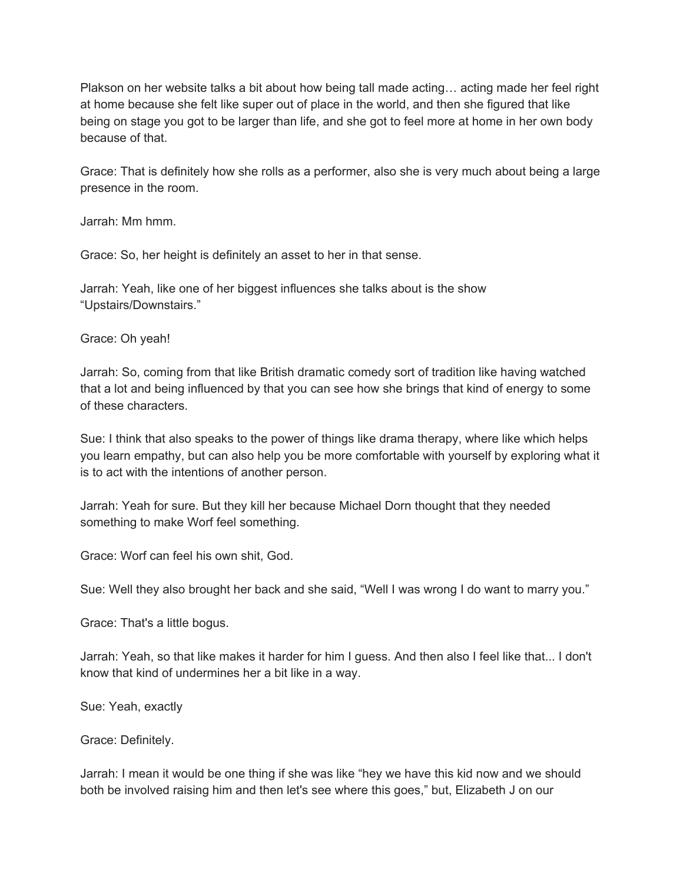Plakson on her website talks a bit about how being tall made acting… acting made her feel right at home because she felt like super out of place in the world, and then she figured that like being on stage you got to be larger than life, and she got to feel more at home in her own body because of that.

Grace: That is definitely how she rolls as a performer, also she is very much about being a large presence in the room.

Jarrah: Mm hmm.

Grace: So, her height is definitely an asset to her in that sense.

Jarrah: Yeah, like one of her biggest influences she talks about is the show "Upstairs/Downstairs."

Grace: Oh yeah!

Jarrah: So, coming from that like British dramatic comedy sort of tradition like having watched that a lot and being influenced by that you can see how she brings that kind of energy to some of these characters.

Sue: I think that also speaks to the power of things like drama therapy, where like which helps you learn empathy, but can also help you be more comfortable with yourself by exploring what it is to act with the intentions of another person.

Jarrah: Yeah for sure. But they kill her because Michael Dorn thought that they needed something to make Worf feel something.

Grace: Worf can feel his own shit, God.

Sue: Well they also brought her back and she said, "Well I was wrong I do want to marry you."

Grace: That's a little bogus.

Jarrah: Yeah, so that like makes it harder for him I guess. And then also I feel like that... I don't know that kind of undermines her a bit like in a way.

Sue: Yeah, exactly

Grace: Definitely.

Jarrah: I mean it would be one thing if she was like "hey we have this kid now and we should both be involved raising him and then let's see where this goes," but, Elizabeth J on our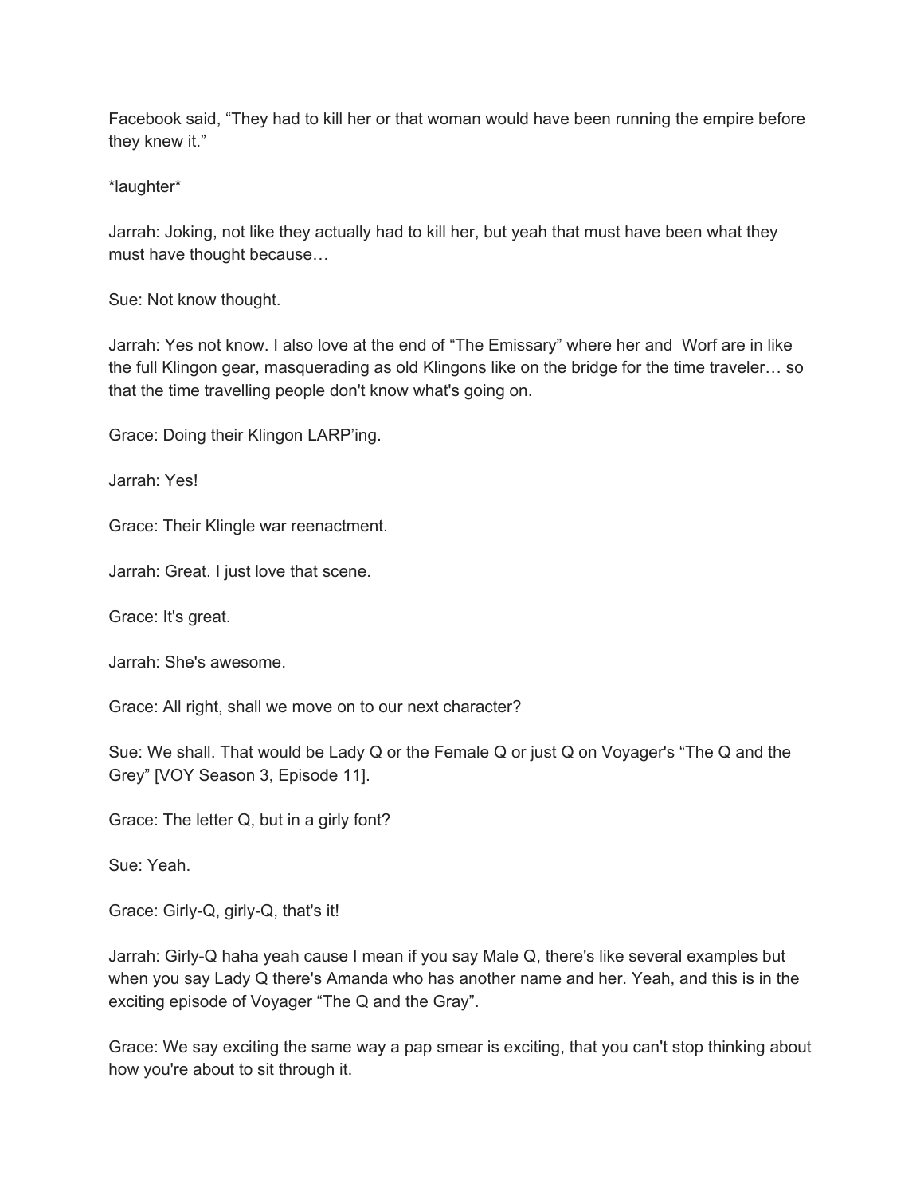Facebook said, “They had to kill her or that woman would have been running the empire before they knew it.”

*laughter*

Jarrah: Joking, not like they actually had to kill her, but yeah that must have been what they must have thought because…

Sue: Not know thought.

Jarrah: Yes not know. I also love at the end of “The Emissary” where her and  Worf are in like the full Klingon gear, masquerading as old Klingons like on the bridge for the time traveler… so that the time travelling people don't know what's going on.

Grace: Doing their Klingon LARP’ing.

Jarrah: Yes!

Grace: Their Klingle war reenactment.

Jarrah: Great. I just love that scene.

Grace: It's great.

Jarrah: She's awesome.

Grace: All right, shall we move on to our next character?

Sue: We shall. That would be Lady Q or the Female Q or just Q on Voyager's “The Q and the Grey” [VOY Season 3, Episode 11].

Grace: The letter Q, but in a girly font?

Sue: Yeah.

Grace: Girly-Q, girly-Q, that's it!

Jarrah: Girly-Q haha yeah cause I mean if you say Male Q, there's like several examples but when you say Lady Q there's Amanda who has another name and her. Yeah, and this is in the exciting episode of Voyager “The Q and the Gray”.

Grace: We say exciting the same way a pap smear is exciting, that you can't stop thinking about how you're about to sit through it.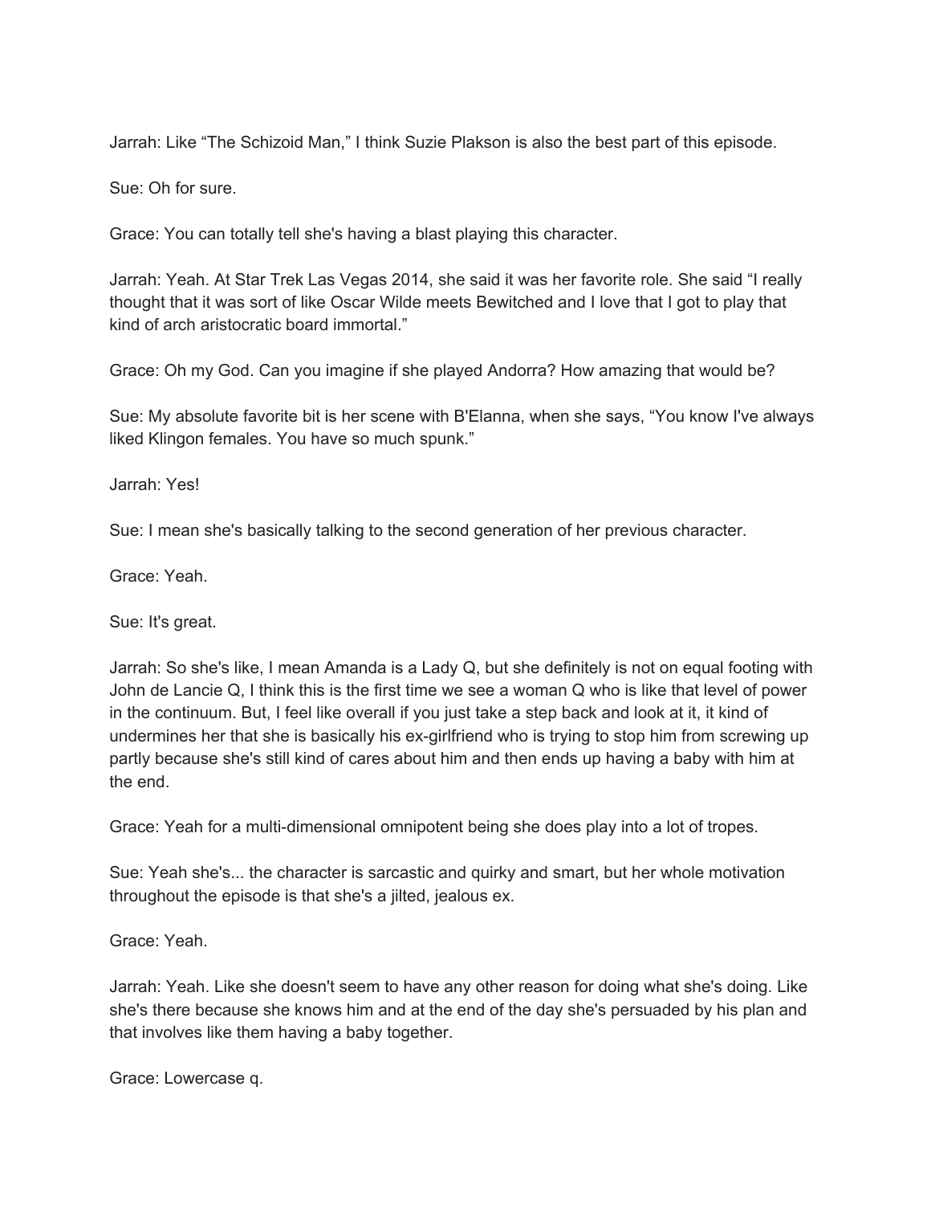Jarrah: Like “The Schizoid Man,” I think Suzie Plakson is also the best part of this episode.

Sue: Oh for sure.

Grace: You can totally tell she's having a blast playing this character.

Jarrah: Yeah. At Star Trek Las Vegas 2014, she said it was her favorite role. She said “I really thought that it was sort of like Oscar Wilde meets Bewitched and I love that I got to play that kind of arch aristocratic board immortal.”

Grace: Oh my God. Can you imagine if she played Andorra? How amazing that would be?

Sue: My absolute favorite bit is her scene with B'Elanna, when she says, “You know I've always liked Klingon females. You have so much spunk.”

Jarrah: Yes!

Sue: I mean she's basically talking to the second generation of her previous character.

Grace: Yeah.

Sue: It's great.

Jarrah: So she's like, I mean Amanda is a Lady Q, but she definitely is not on equal footing with John de Lancie Q, I think this is the first time we see a woman Q who is like that level of power in the continuum. But, I feel like overall if you just take a step back and look at it, it kind of undermines her that she is basically his ex-girlfriend who is trying to stop him from screwing up partly because she's still kind of cares about him and then ends up having a baby with him at the end.

Grace: Yeah for a multi-dimensional omnipotent being she does play into a lot of tropes.

Sue: Yeah she's... the character is sarcastic and quirky and smart, but her whole motivation throughout the episode is that she's a jilted, jealous ex.

Grace: Yeah.

Jarrah: Yeah. Like she doesn't seem to have any other reason for doing what she's doing. Like she's there because she knows him and at the end of the day she's persuaded by his plan and that involves like them having a baby together.

Grace: Lowercase q.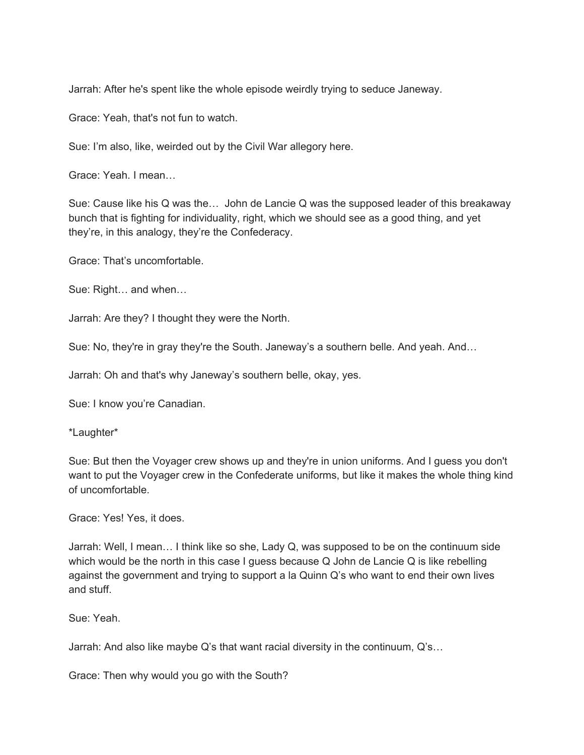Jarrah: After he's spent like the whole episode weirdly trying to seduce Janeway.

Grace: Yeah, that's not fun to watch.

Sue: I'm also, like, weirded out by the Civil War allegory here.

Grace: Yeah. I mean…

Sue: Cause like his Q was the…  John de Lancie Q was the supposed leader of this breakaway bunch that is fighting for individuality, right, which we should see as a good thing, and yet they're, in this analogy, they're the Confederacy.

Grace: That's uncomfortable.

Sue: Right… and when…

Jarrah: Are they? I thought they were the North.

Sue: No, they're in gray they're the South. Janeway's a southern belle. And yeah. And…

Jarrah: Oh and that's why Janeway's southern belle, okay, yes.

Sue: I know you're Canadian.

*Laughter*

Sue: But then the Voyager crew shows up and they're in union uniforms. And I guess you don't want to put the Voyager crew in the Confederate uniforms, but like it makes the whole thing kind of uncomfortable.

Grace: Yes! Yes, it does.

Jarrah: Well, I mean… I think like so she, Lady Q, was supposed to be on the continuum side which would be the north in this case I guess because Q John de Lancie Q is like rebelling against the government and trying to support a la Quinn Q's who want to end their own lives and stuff.

Sue: Yeah.

Jarrah: And also like maybe Q's that want racial diversity in the continuum, Q's…

Grace: Then why would you go with the South?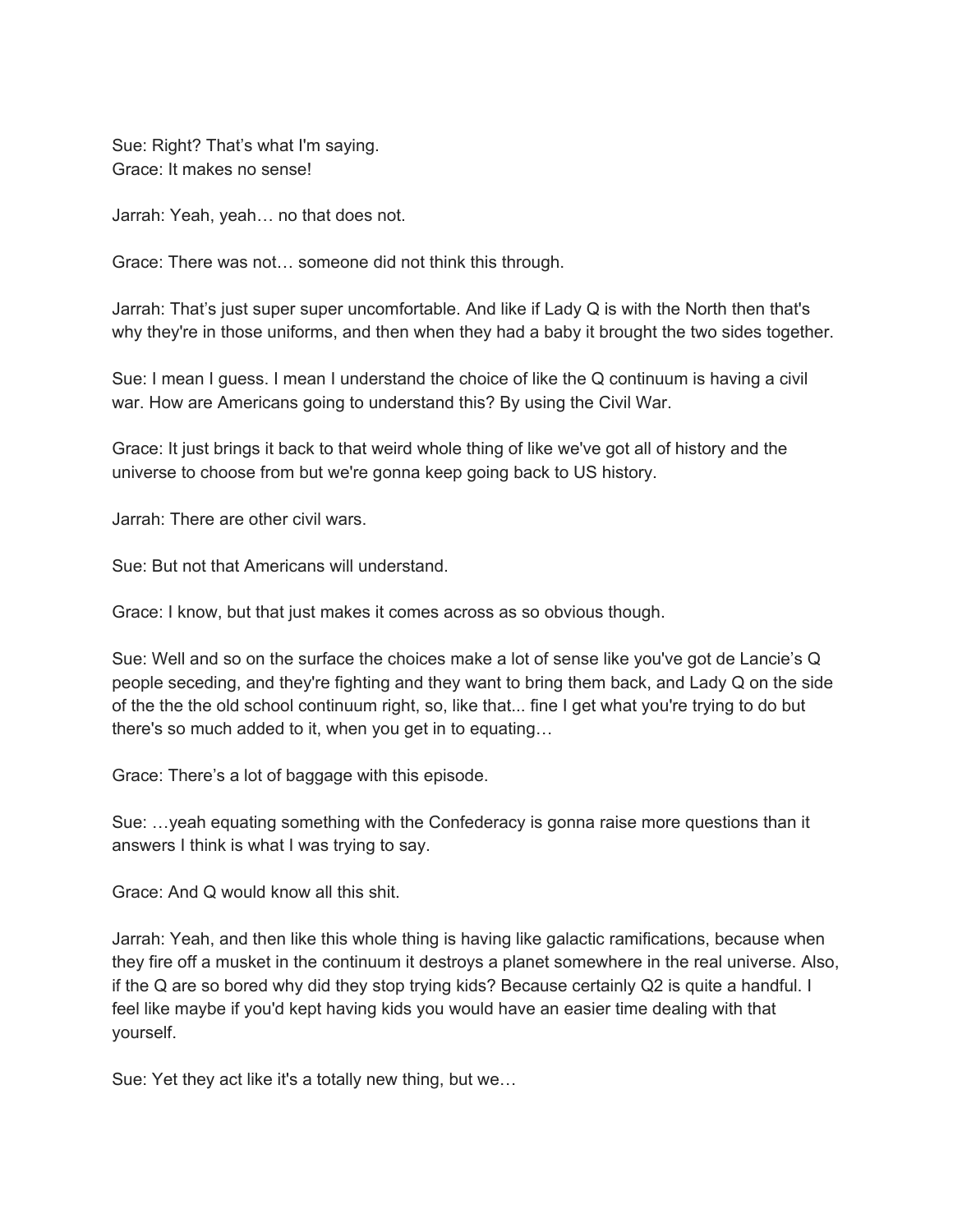Sue: Right? That's what I'm saying.
Grace: It makes no sense!

Jarrah: Yeah, yeah… no that does not.

Grace: There was not… someone did not think this through.

Jarrah: That's just super super uncomfortable. And like if Lady Q is with the North then that's why they're in those uniforms, and then when they had a baby it brought the two sides together.

Sue: I mean I guess. I mean I understand the choice of like the Q continuum is having a civil war. How are Americans going to understand this? By using the Civil War.

Grace: It just brings it back to that weird whole thing of like we've got all of history and the universe to choose from but we're gonna keep going back to US history.

Jarrah: There are other civil wars.

Sue: But not that Americans will understand.

Grace: I know, but that just makes it comes across as so obvious though.

Sue: Well and so on the surface the choices make a lot of sense like you've got de Lancie's Q people seceding, and they're fighting and they want to bring them back, and Lady Q on the side of the the the old school continuum right, so, like that... fine I get what you're trying to do but there's so much added to it, when you get in to equating…

Grace: There's a lot of baggage with this episode.

Sue: …yeah equating something with the Confederacy is gonna raise more questions than it answers I think is what I was trying to say.

Grace: And Q would know all this shit.

Jarrah: Yeah, and then like this whole thing is having like galactic ramifications, because when they fire off a musket in the continuum it destroys a planet somewhere in the real universe. Also, if the Q are so bored why did they stop trying kids? Because certainly Q2 is quite a handful. I feel like maybe if you'd kept having kids you would have an easier time dealing with that yourself.

Sue: Yet they act like it's a totally new thing, but we…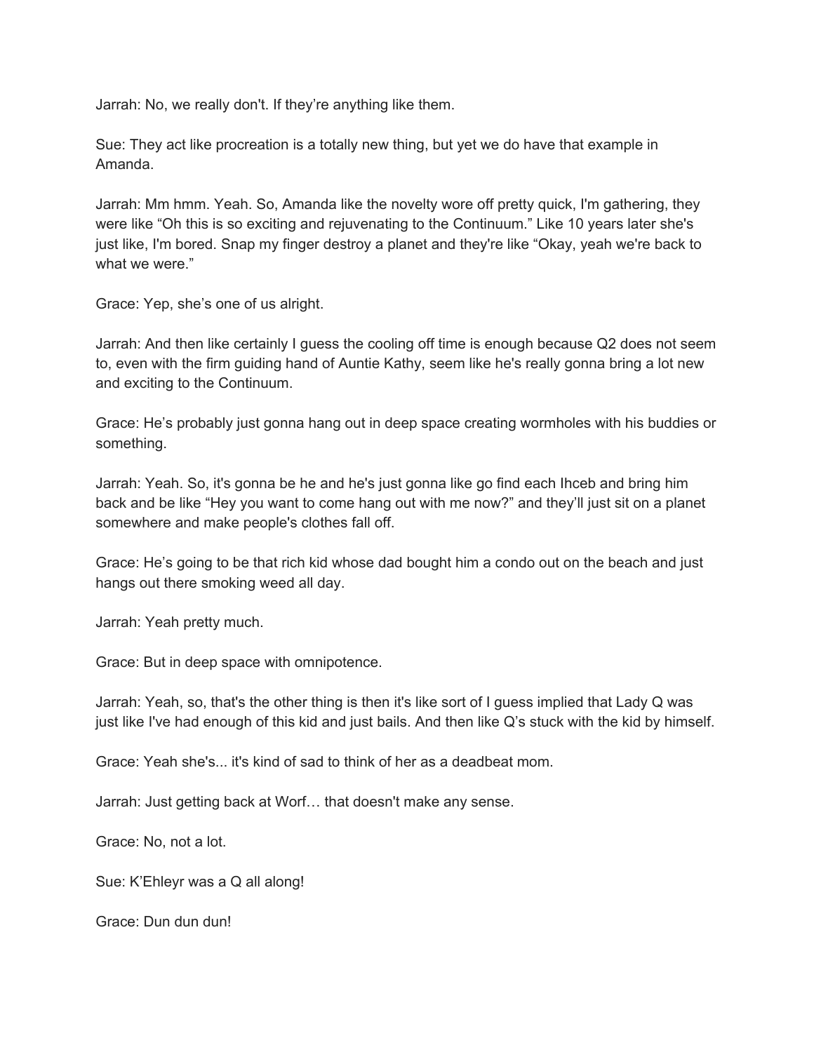Jarrah: No, we really don't. If they're anything like them.

Sue: They act like procreation is a totally new thing, but yet we do have that example in Amanda.

Jarrah: Mm hmm. Yeah. So, Amanda like the novelty wore off pretty quick, I'm gathering, they were like "Oh this is so exciting and rejuvenating to the Continuum." Like 10 years later she's just like, I'm bored. Snap my finger destroy a planet and they're like "Okay, yeah we're back to what we were."

Grace: Yep, she's one of us alright.

Jarrah: And then like certainly I guess the cooling off time is enough because Q2 does not seem to, even with the firm guiding hand of Auntie Kathy, seem like he's really gonna bring a lot new and exciting to the Continuum.

Grace: He's probably just gonna hang out in deep space creating wormholes with his buddies or something.

Jarrah: Yeah. So, it's gonna be he and he's just gonna like go find each Ihceb and bring him back and be like "Hey you want to come hang out with me now?" and they'll just sit on a planet somewhere and make people's clothes fall off.

Grace: He's going to be that rich kid whose dad bought him a condo out on the beach and just hangs out there smoking weed all day.

Jarrah: Yeah pretty much.

Grace: But in deep space with omnipotence.

Jarrah: Yeah, so, that's the other thing is then it's like sort of I guess implied that Lady Q was just like I've had enough of this kid and just bails. And then like Q's stuck with the kid by himself.

Grace: Yeah she's... it's kind of sad to think of her as a deadbeat mom.

Jarrah: Just getting back at Worf… that doesn't make any sense.

Grace: No, not a lot.

Sue: K'Ehleyr was a Q all along!

Grace: Dun dun dun!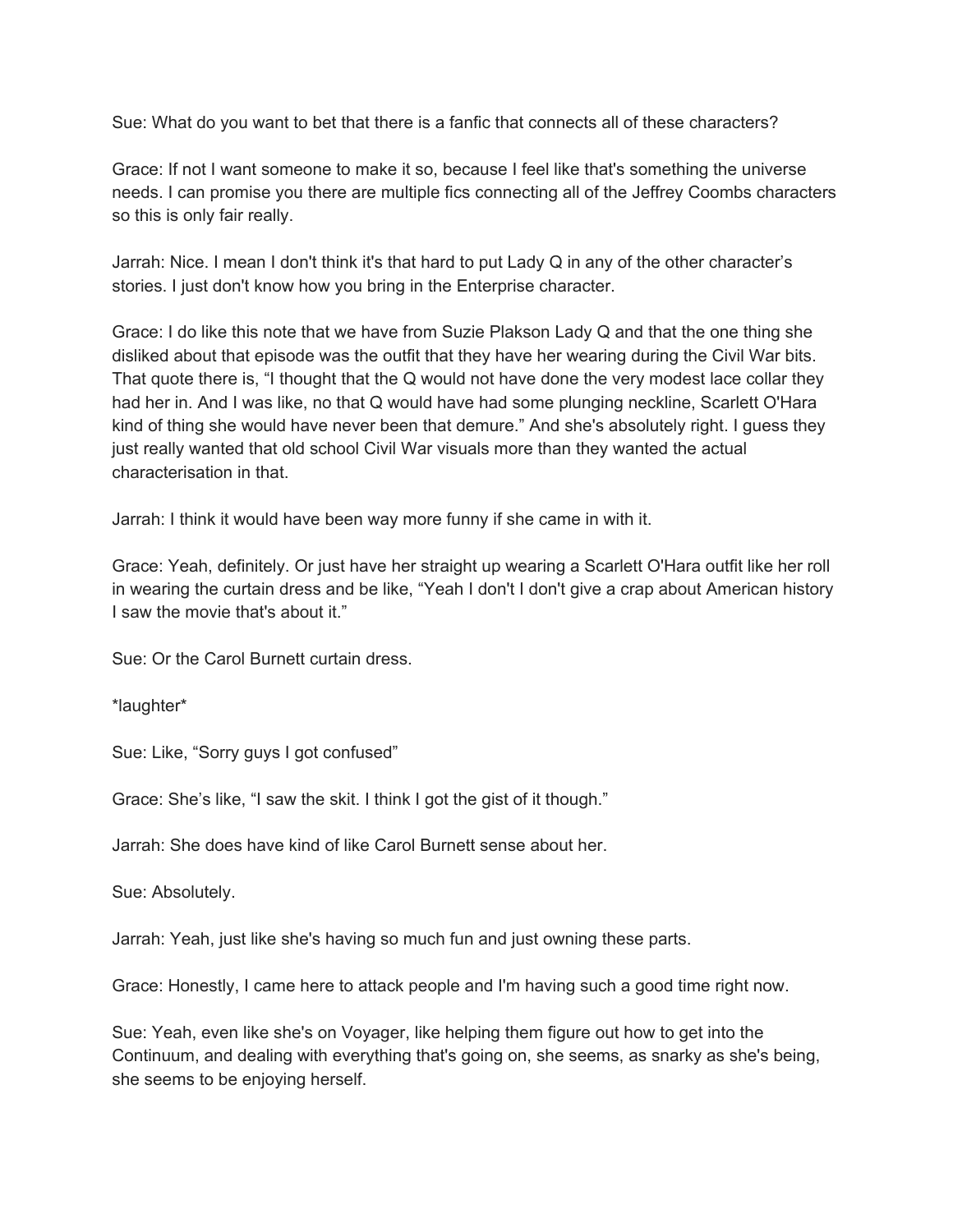Sue: What do you want to bet that there is a fanfic that connects all of these characters?

Grace: If not I want someone to make it so, because I feel like that's something the universe needs. I can promise you there are multiple fics connecting all of the Jeffrey Coombs characters so this is only fair really.

Jarrah: Nice. I mean I don't think it's that hard to put Lady Q in any of the other character's stories. I just don't know how you bring in the Enterprise character.

Grace: I do like this note that we have from Suzie Plakson Lady Q and that the one thing she disliked about that episode was the outfit that they have her wearing during the Civil War bits. That quote there is, "I thought that the Q would not have done the very modest lace collar they had her in. And I was like, no that Q would have had some plunging neckline, Scarlett O'Hara kind of thing she would have never been that demure." And she's absolutely right. I guess they just really wanted that old school Civil War visuals more than they wanted the actual characterisation in that.

Jarrah: I think it would have been way more funny if she came in with it.

Grace: Yeah, definitely. Or just have her straight up wearing a Scarlett O'Hara outfit like her roll in wearing the curtain dress and be like, "Yeah I don't I don't give a crap about American history I saw the movie that's about it."

Sue: Or the Carol Burnett curtain dress.

*laughter*

Sue: Like, "Sorry guys I got confused"

Grace: She's like, "I saw the skit. I think I got the gist of it though."

Jarrah: She does have kind of like Carol Burnett sense about her.

Sue: Absolutely.

Jarrah: Yeah, just like she's having so much fun and just owning these parts.

Grace: Honestly, I came here to attack people and I'm having such a good time right now.

Sue: Yeah, even like she's on Voyager, like helping them figure out how to get into the Continuum, and dealing with everything that's going on, she seems, as snarky as she's being, she seems to be enjoying herself.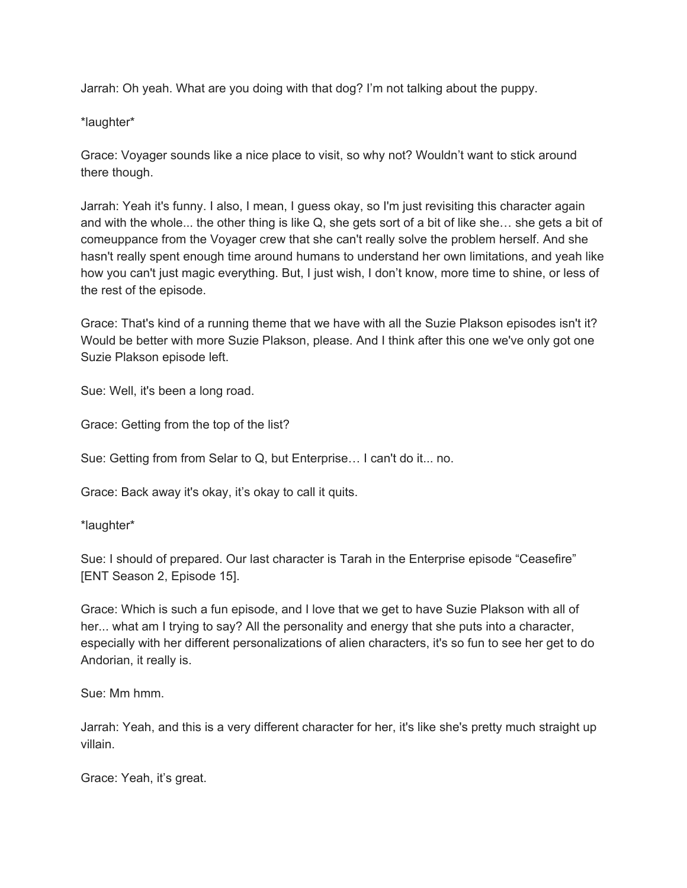Jarrah: Oh yeah. What are you doing with that dog? I'm not talking about the puppy.

*laughter*

Grace: Voyager sounds like a nice place to visit, so why not? Wouldn't want to stick around there though.

Jarrah: Yeah it's funny. I also, I mean, I guess okay, so I'm just revisiting this character again and with the whole... the other thing is like Q, she gets sort of a bit of like she… she gets a bit of comeuppance from the Voyager crew that she can't really solve the problem herself. And she hasn't really spent enough time around humans to understand her own limitations, and yeah like how you can't just magic everything. But, I just wish, I don't know, more time to shine, or less of the rest of the episode.

Grace: That's kind of a running theme that we have with all the Suzie Plakson episodes isn't it? Would be better with more Suzie Plakson, please. And I think after this one we've only got one Suzie Plakson episode left.

Sue: Well, it's been a long road.

Grace: Getting from the top of the list?

Sue: Getting from from Selar to Q, but Enterprise… I can't do it... no.

Grace: Back away it's okay, it's okay to call it quits.

*laughter*

Sue: I should of prepared. Our last character is Tarah in the Enterprise episode "Ceasefire" [ENT Season 2, Episode 15].

Grace: Which is such a fun episode, and I love that we get to have Suzie Plakson with all of her... what am I trying to say? All the personality and energy that she puts into a character, especially with her different personalizations of alien characters, it's so fun to see her get to do Andorian, it really is.

Sue: Mm hmm.

Jarrah: Yeah, and this is a very different character for her, it's like she's pretty much straight up villain.

Grace: Yeah, it's great.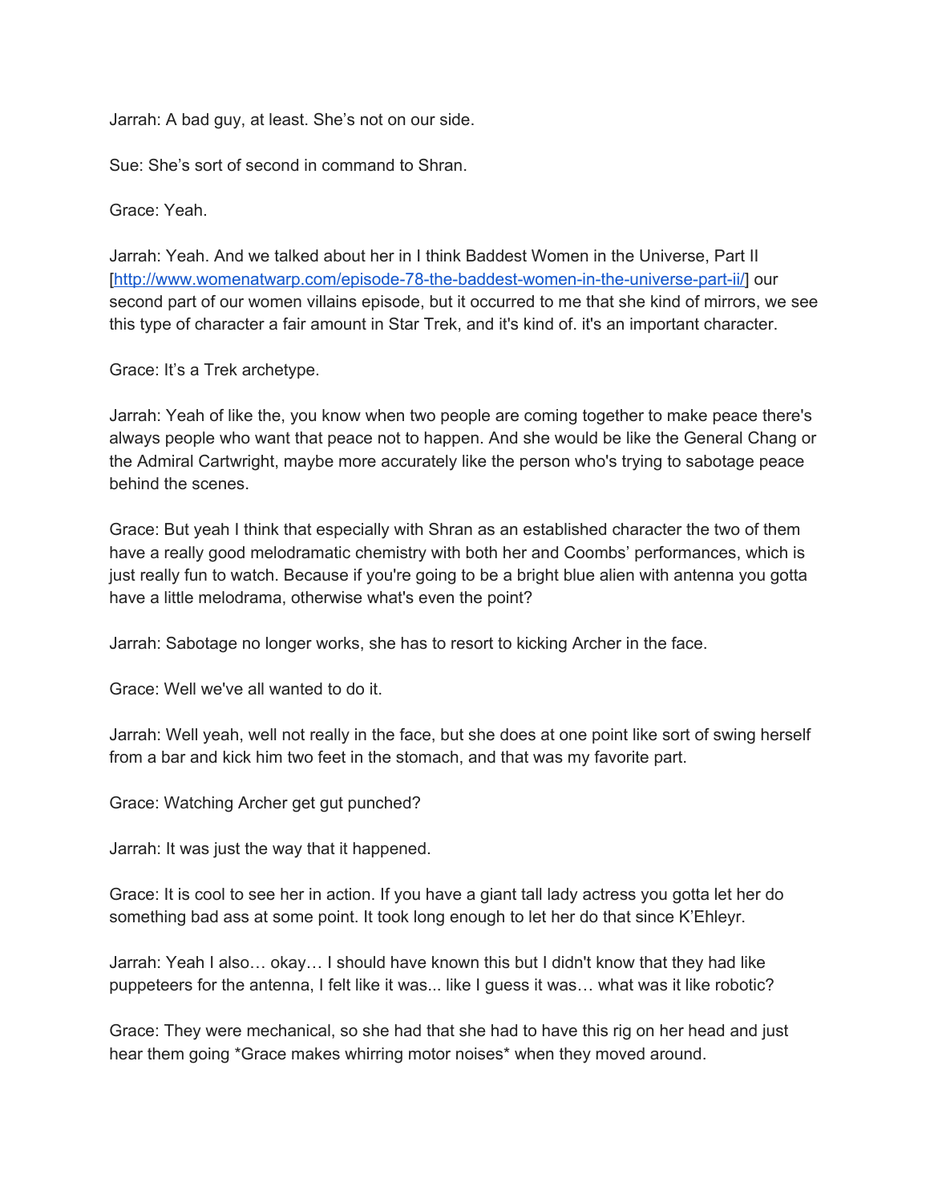Jarrah: A bad guy, at least. She's not on our side.

Sue: She's sort of second in command to Shran.

Grace: Yeah.

Jarrah: Yeah. And we talked about her in I think Baddest Women in the Universe, Part II [http://www.womenatwarp.com/episode-78-the-baddest-women-in-the-universe-part-ii/] our second part of our women villains episode, but it occurred to me that she kind of mirrors, we see this type of character a fair amount in Star Trek, and it's kind of. it's an important character.

Grace: It's a Trek archetype.

Jarrah: Yeah of like the, you know when two people are coming together to make peace there's always people who want that peace not to happen. And she would be like the General Chang or the Admiral Cartwright, maybe more accurately like the person who's trying to sabotage peace behind the scenes.

Grace: But yeah I think that especially with Shran as an established character the two of them have a really good melodramatic chemistry with both her and Coombs' performances, which is just really fun to watch. Because if you're going to be a bright blue alien with antenna you gotta have a little melodrama, otherwise what's even the point?

Jarrah: Sabotage no longer works, she has to resort to kicking Archer in the face.

Grace: Well we've all wanted to do it.

Jarrah: Well yeah, well not really in the face, but she does at one point like sort of swing herself from a bar and kick him two feet in the stomach, and that was my favorite part.

Grace: Watching Archer get gut punched?

Jarrah: It was just the way that it happened.

Grace: It is cool to see her in action. If you have a giant tall lady actress you gotta let her do something bad ass at some point. It took long enough to let her do that since K'Ehleyr.

Jarrah: Yeah I also… okay… I should have known this but I didn't know that they had like puppeteers for the antenna, I felt like it was... like I guess it was… what was it like robotic?

Grace: They were mechanical, so she had that she had to have this rig on her head and just hear them going *Grace makes whirring motor noises* when they moved around.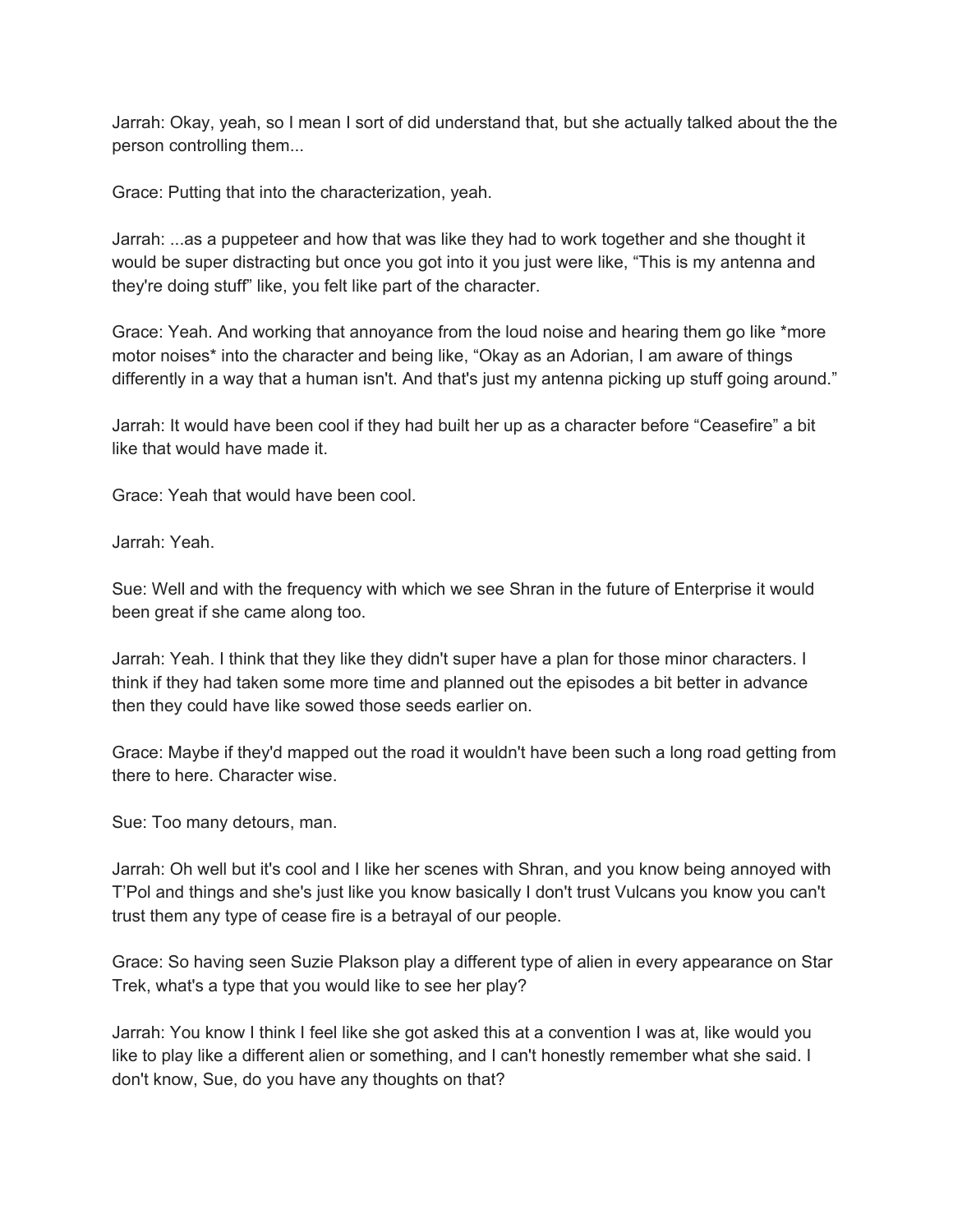Jarrah: Okay, yeah, so I mean I sort of did understand that, but she actually talked about the the person controlling them...

Grace: Putting that into the characterization, yeah.

Jarrah: ...as a puppeteer and how that was like they had to work together and she thought it would be super distracting but once you got into it you just were like, "This is my antenna and they're doing stuff" like, you felt like part of the character.

Grace: Yeah. And working that annoyance from the loud noise and hearing them go like *more motor noises* into the character and being like, "Okay as an Adorian, I am aware of things differently in a way that a human isn't. And that's just my antenna picking up stuff going around."

Jarrah: It would have been cool if they had built her up as a character before "Ceasefire" a bit like that would have made it.

Grace: Yeah that would have been cool.

Jarrah: Yeah.

Sue: Well and with the frequency with which we see Shran in the future of Enterprise it would been great if she came along too.

Jarrah: Yeah. I think that they like they didn't super have a plan for those minor characters. I think if they had taken some more time and planned out the episodes a bit better in advance then they could have like sowed those seeds earlier on.

Grace: Maybe if they'd mapped out the road it wouldn't have been such a long road getting from there to here. Character wise.

Sue: Too many detours, man.

Jarrah: Oh well but it's cool and I like her scenes with Shran, and you know being annoyed with T'Pol and things and she's just like you know basically I don't trust Vulcans you know you can't trust them any type of cease fire is a betrayal of our people.

Grace: So having seen Suzie Plakson play a different type of alien in every appearance on Star Trek, what's a type that you would like to see her play?

Jarrah: You know I think I feel like she got asked this at a convention I was at, like would you like to play like a different alien or something, and I can't honestly remember what she said. I don't know, Sue, do you have any thoughts on that?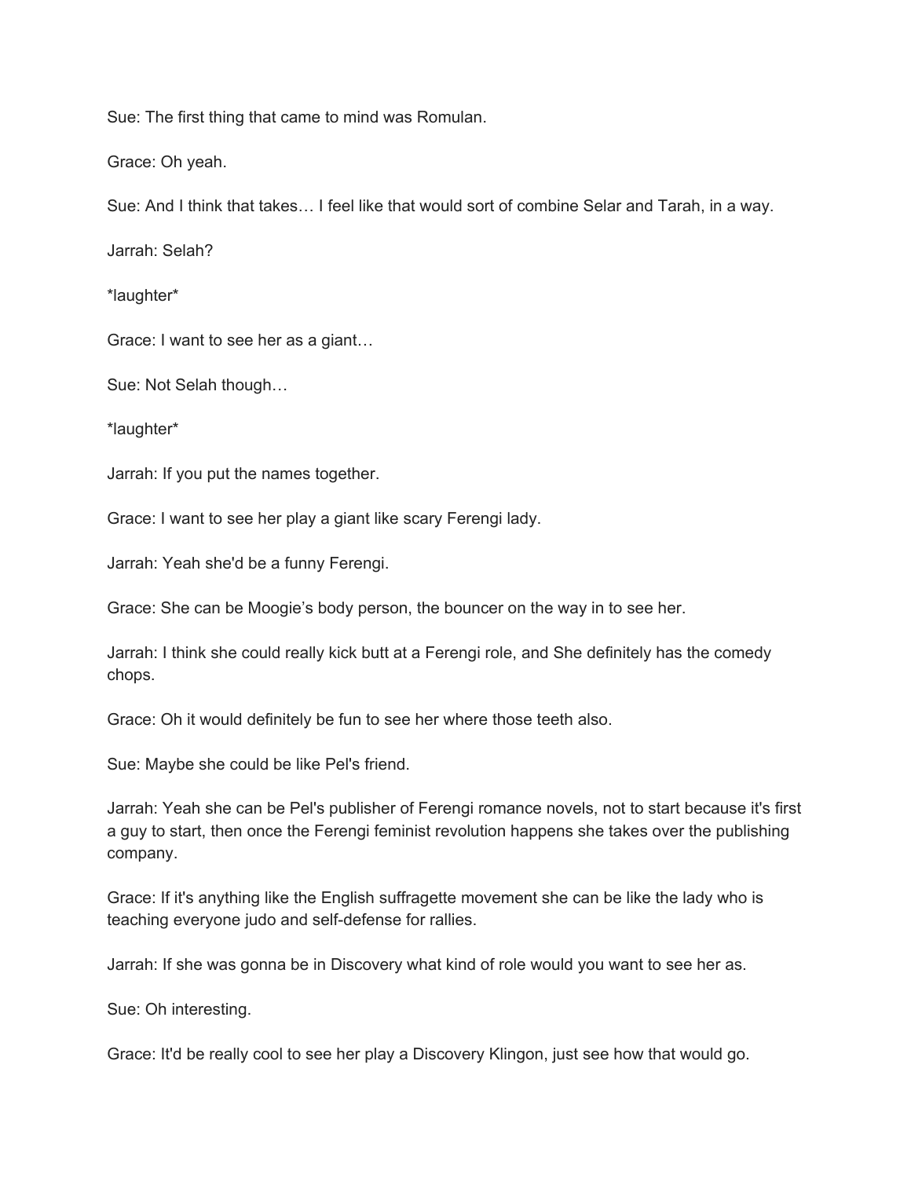Sue: The first thing that came to mind was Romulan.

Grace: Oh yeah.

Sue: And I think that takes… I feel like that would sort of combine Selar and Tarah, in a way.

Jarrah: Selah?

*laughter*

Grace: I want to see her as a giant…

Sue: Not Selah though…

*laughter*

Jarrah: If you put the names together.

Grace: I want to see her play a giant like scary Ferengi lady.

Jarrah: Yeah she'd be a funny Ferengi.

Grace: She can be Moogie's body person, the bouncer on the way in to see her.

Jarrah: I think she could really kick butt at a Ferengi role, and She definitely has the comedy chops.

Grace: Oh it would definitely be fun to see her where those teeth also.

Sue: Maybe she could be like Pel's friend.

Jarrah: Yeah she can be Pel's publisher of Ferengi romance novels, not to start because it's first a guy to start, then once the Ferengi feminist revolution happens she takes over the publishing company.

Grace: If it's anything like the English suffragette movement she can be like the lady who is teaching everyone judo and self-defense for rallies.

Jarrah: If she was gonna be in Discovery what kind of role would you want to see her as.

Sue: Oh interesting.

Grace: It'd be really cool to see her play a Discovery Klingon, just see how that would go.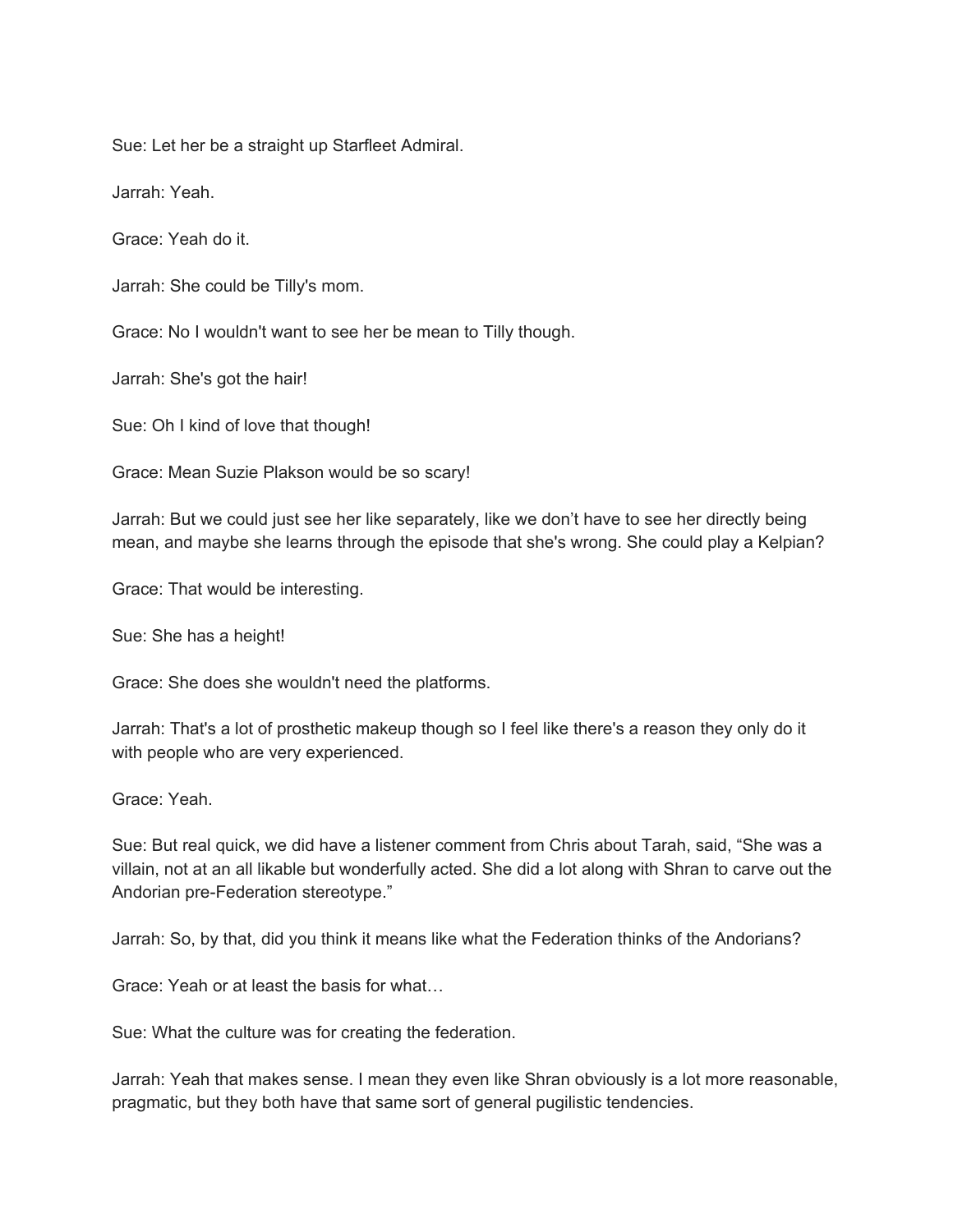Sue: Let her be a straight up Starfleet Admiral.

Jarrah: Yeah.

Grace: Yeah do it.

Jarrah: She could be Tilly's mom.

Grace: No I wouldn't want to see her be mean to Tilly though.

Jarrah: She's got the hair!

Sue: Oh I kind of love that though!

Grace: Mean Suzie Plakson would be so scary!

Jarrah: But we could just see her like separately, like we don't have to see her directly being mean, and maybe she learns through the episode that she's wrong. She could play a Kelpian?

Grace: That would be interesting.

Sue: She has a height!

Grace: She does she wouldn't need the platforms.

Jarrah: That's a lot of prosthetic makeup though so I feel like there's a reason they only do it with people who are very experienced.

Grace: Yeah.

Sue: But real quick, we did have a listener comment from Chris about Tarah, said, "She was a villain, not at an all likable but wonderfully acted. She did a lot along with Shran to carve out the Andorian pre-Federation stereotype."

Jarrah: So, by that, did you think it means like what the Federation thinks of the Andorians?

Grace: Yeah or at least the basis for what…

Sue: What the culture was for creating the federation.

Jarrah: Yeah that makes sense. I mean they even like Shran obviously is a lot more reasonable, pragmatic, but they both have that same sort of general pugilistic tendencies.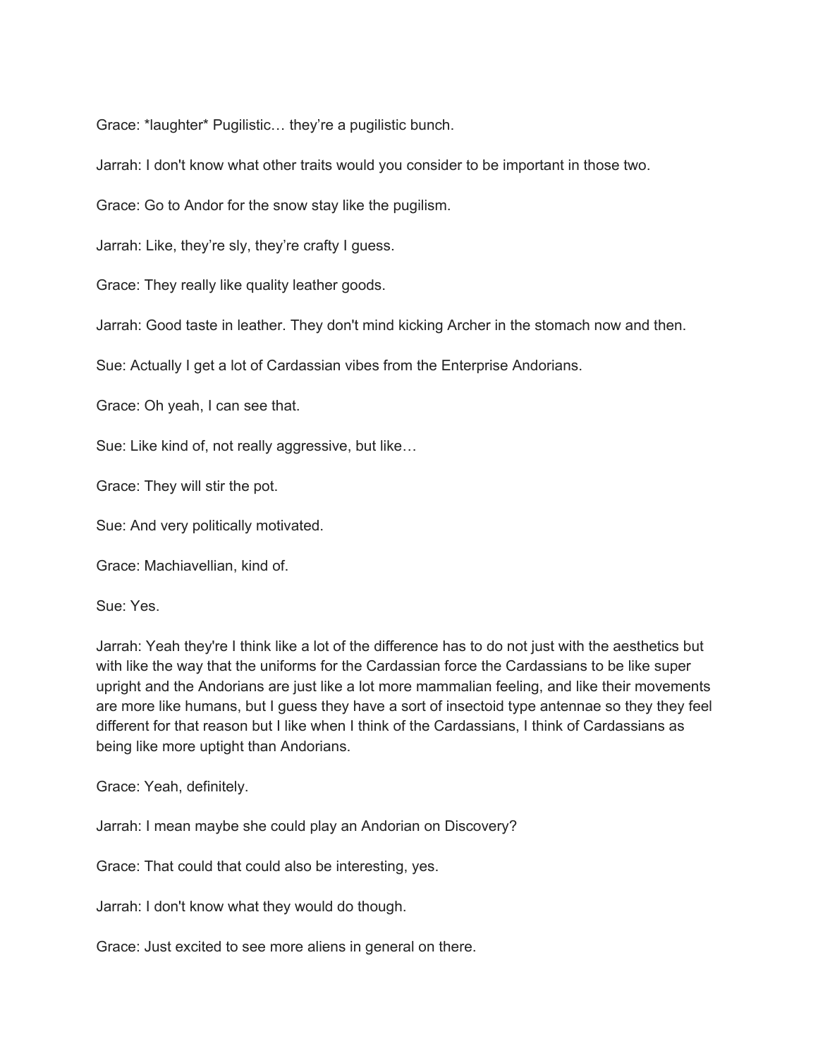Grace: *laughter* Pugilistic… they're a pugilistic bunch.

Jarrah: I don't know what other traits would you consider to be important in those two.

Grace: Go to Andor for the snow stay like the pugilism.

Jarrah: Like, they're sly, they're crafty I guess.

Grace: They really like quality leather goods.

Jarrah: Good taste in leather. They don't mind kicking Archer in the stomach now and then.

Sue: Actually I get a lot of Cardassian vibes from the Enterprise Andorians.

Grace: Oh yeah, I can see that.

Sue: Like kind of, not really aggressive, but like…

Grace: They will stir the pot.

Sue: And very politically motivated.

Grace: Machiavellian, kind of.

Sue: Yes.

Jarrah: Yeah they're I think like a lot of the difference has to do not just with the aesthetics but with like the way that the uniforms for the Cardassian force the Cardassians to be like super upright and the Andorians are just like a lot more mammalian feeling, and like their movements are more like humans, but I guess they have a sort of insectoid type antennae so they they feel different for that reason but I like when I think of the Cardassians, I think of Cardassians as being like more uptight than Andorians.

Grace: Yeah, definitely.

Jarrah: I mean maybe she could play an Andorian on Discovery?

Grace: That could that could also be interesting, yes.

Jarrah: I don't know what they would do though.

Grace: Just excited to see more aliens in general on there.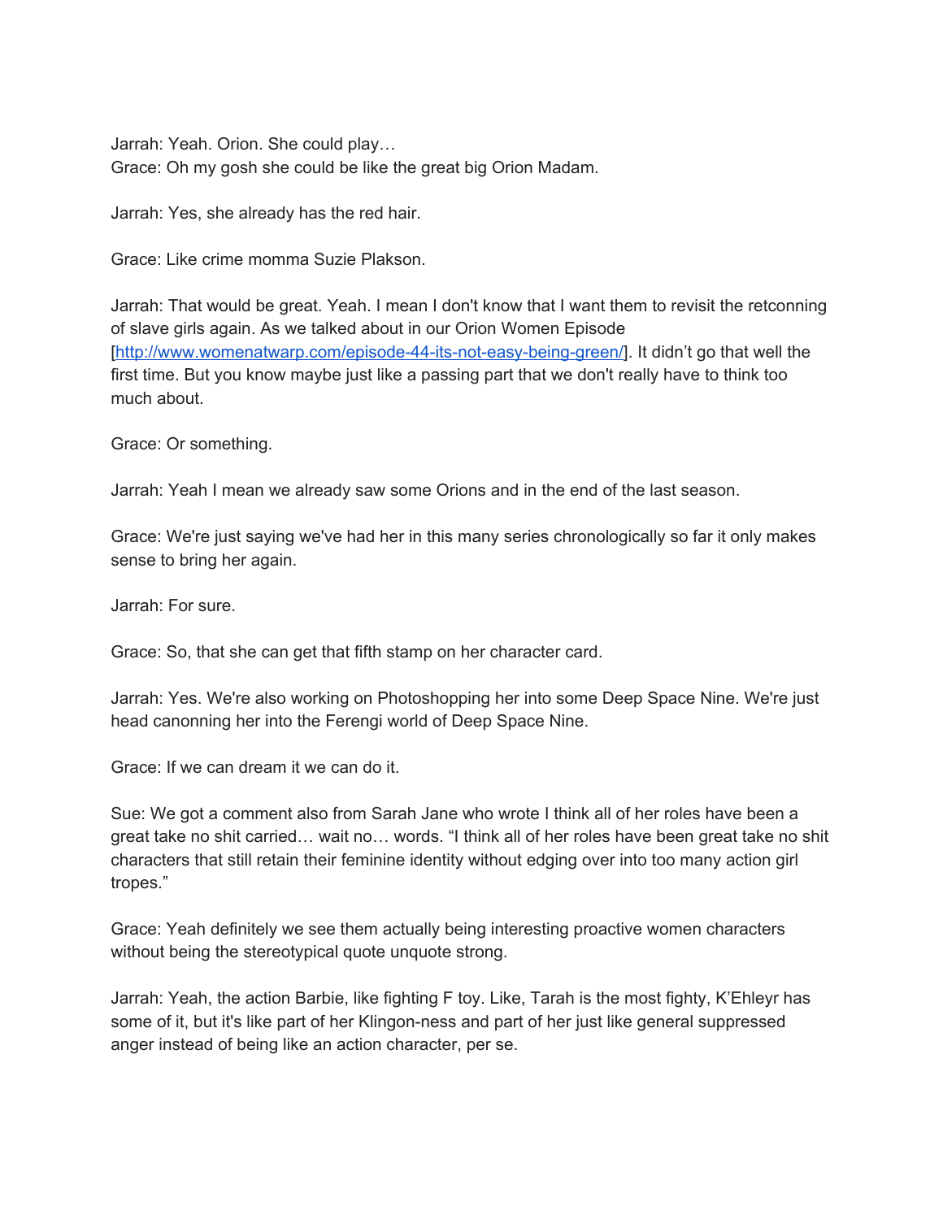Jarrah: Yeah. Orion. She could play…
Grace: Oh my gosh she could be like the great big Orion Madam.

Jarrah: Yes, she already has the red hair.

Grace: Like crime momma Suzie Plakson.

Jarrah: That would be great. Yeah. I mean I don't know that I want them to revisit the retconning of slave girls again. As we talked about in our Orion Women Episode [http://www.womenatwarp.com/episode-44-its-not-easy-being-green/]. It didn't go that well the first time. But you know maybe just like a passing part that we don't really have to think too much about.

Grace: Or something.

Jarrah: Yeah I mean we already saw some Orions and in the end of the last season.

Grace: We're just saying we've had her in this many series chronologically so far it only makes sense to bring her again.

Jarrah: For sure.

Grace: So, that she can get that fifth stamp on her character card.

Jarrah: Yes. We're also working on Photoshopping her into some Deep Space Nine. We're just head canonning her into the Ferengi world of Deep Space Nine.

Grace: If we can dream it we can do it.

Sue: We got a comment also from Sarah Jane who wrote I think all of her roles have been a great take no shit carried… wait no… words. "I think all of her roles have been great take no shit characters that still retain their feminine identity without edging over into too many action girl tropes."

Grace: Yeah definitely we see them actually being interesting proactive women characters without being the stereotypical quote unquote strong.

Jarrah: Yeah, the action Barbie, like fighting F toy. Like, Tarah is the most fighty, K'Ehleyr has some of it, but it's like part of her Klingon-ness and part of her just like general suppressed anger instead of being like an action character, per se.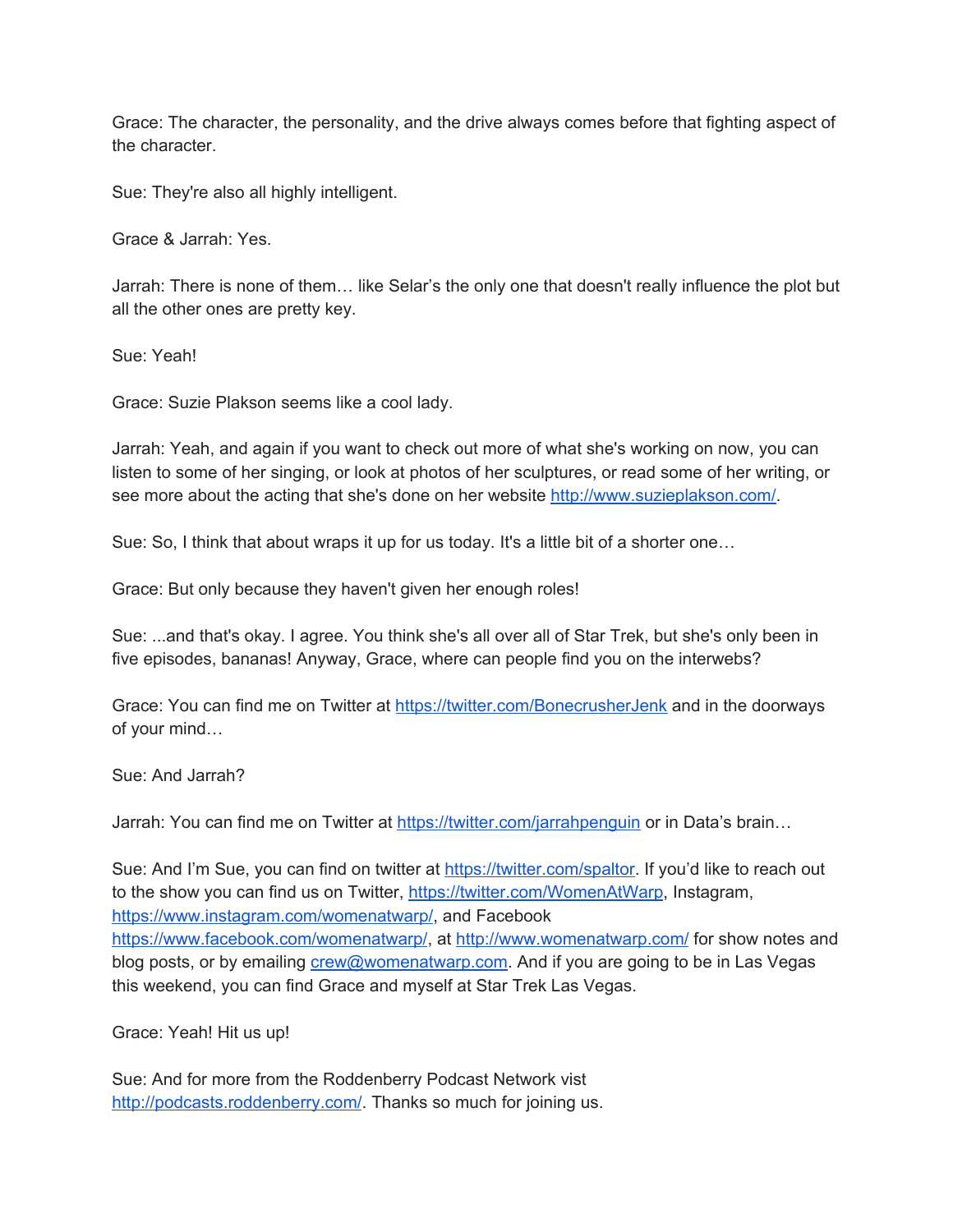Grace: The character, the personality, and the drive always comes before that fighting aspect of the character.

Sue: They're also all highly intelligent.

Grace & Jarrah: Yes.

Jarrah: There is none of them… like Selar's the only one that doesn't really influence the plot but all the other ones are pretty key.

Sue: Yeah!

Grace: Suzie Plakson seems like a cool lady.

Jarrah: Yeah, and again if you want to check out more of what she's working on now, you can listen to some of her singing, or look at photos of her sculptures, or read some of her writing, or see more about the acting that she's done on her website http://www.suzieplakson.com/.

Sue: So, I think that about wraps it up for us today. It's a little bit of a shorter one…

Grace: But only because they haven't given her enough roles!

Sue: ...and that's okay. I agree. You think she's all over all of Star Trek, but she's only been in five episodes, bananas! Anyway, Grace, where can people find you on the interwebs?

Grace: You can find me on Twitter at https://twitter.com/BonecrusherJenk and in the doorways of your mind…

Sue: And Jarrah?

Jarrah: You can find me on Twitter at https://twitter.com/jarrahpenguin or in Data's brain…

Sue: And I'm Sue, you can find on twitter at https://twitter.com/spaltor. If you'd like to reach out to the show you can find us on Twitter, https://twitter.com/WomenAtWarp, Instagram, https://www.instagram.com/womenatwarp/, and Facebook https://www.facebook.com/womenatwarp/, at http://www.womenatwarp.com/ for show notes and blog posts, or by emailing crew@womenatwarp.com. And if you are going to be in Las Vegas this weekend, you can find Grace and myself at Star Trek Las Vegas.

Grace: Yeah! Hit us up!

Sue: And for more from the Roddenberry Podcast Network vist http://podcasts.roddenberry.com/. Thanks so much for joining us.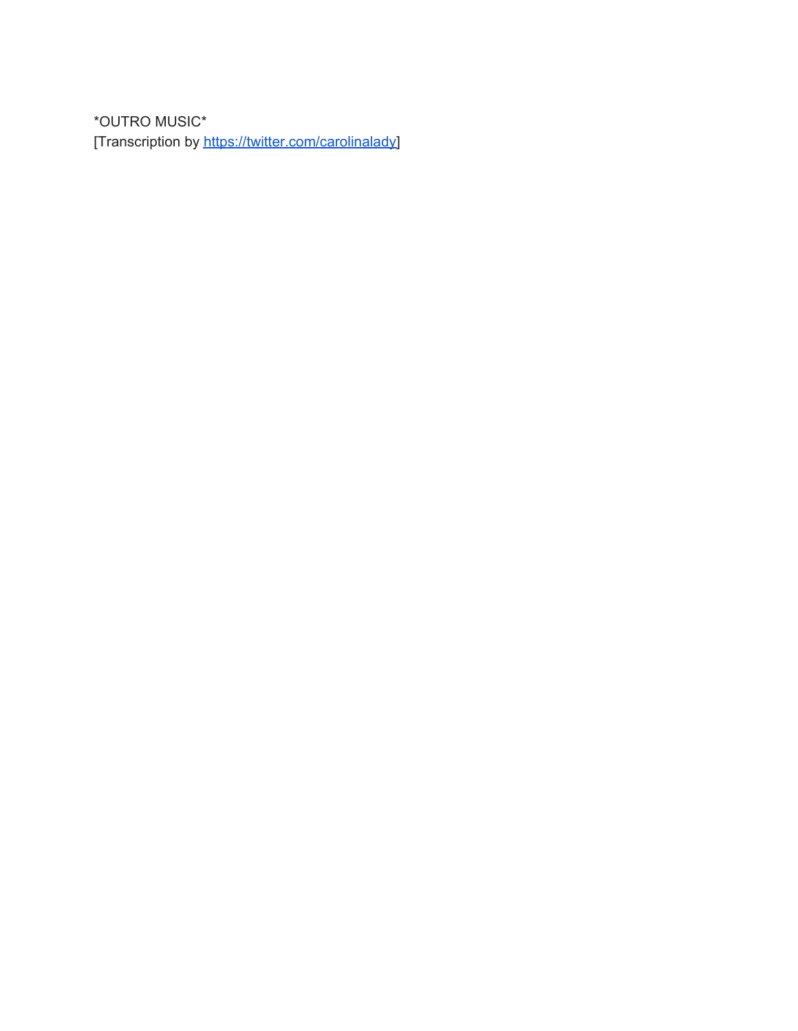*OUTRO MUSIC*
[Transcription by https://twitter.com/carolinalady]